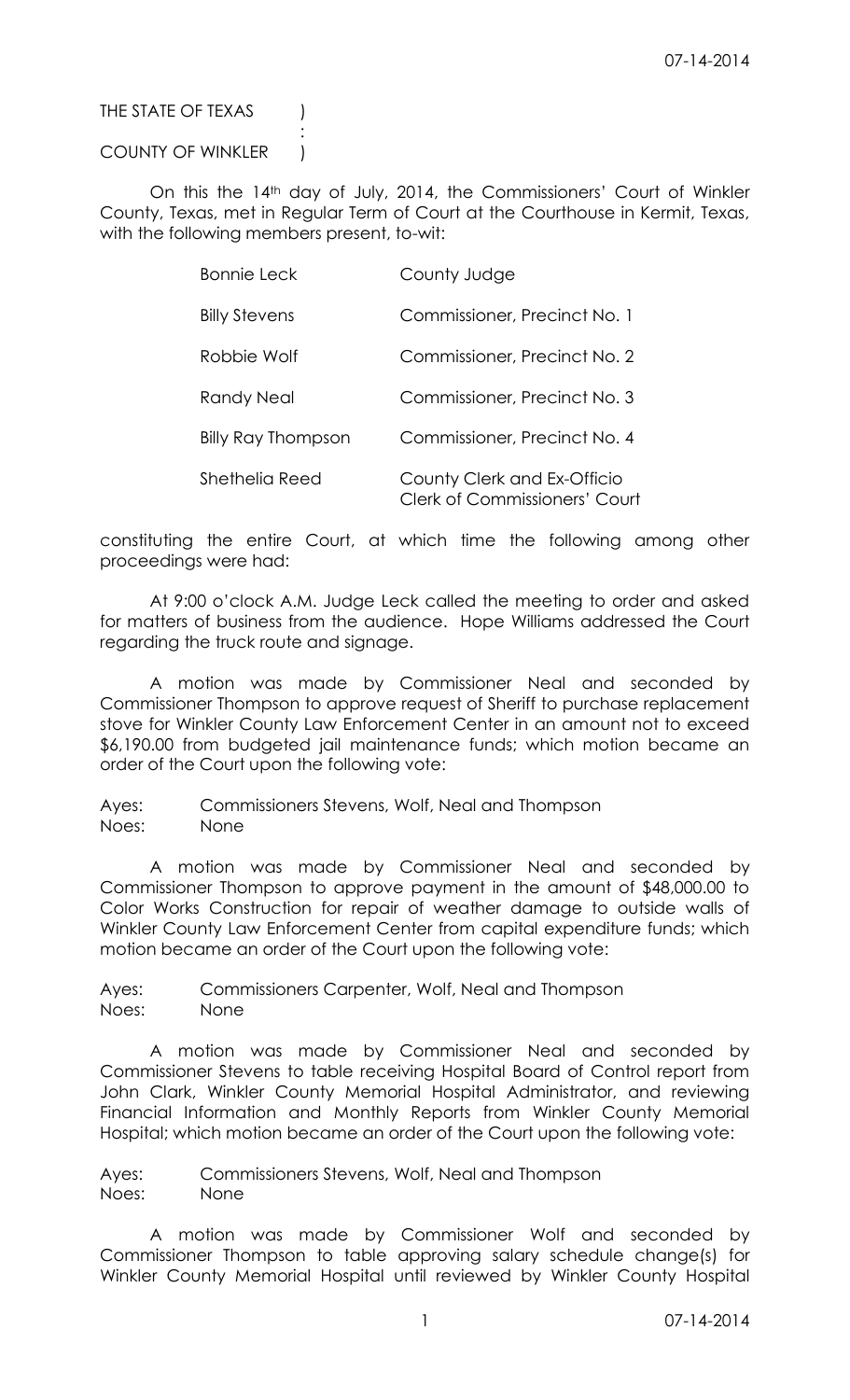THE STATE OF TEXAS )
:
COUNTY OF WINKLER )

On this the 14th day of July, 2014, the Commissioners' Court of Winkler County, Texas, met in Regular Term of Court at the Courthouse in Kermit, Texas, with the following members present, to-wit:

| | |
|---|---|
| Bonnie Leck | County Judge |
| Billy Stevens | Commissioner, Precinct No. 1 |
| Robbie Wolf | Commissioner, Precinct No. 2 |
| Randy Neal | Commissioner, Precinct No. 3 |
| Billy Ray Thompson | Commissioner, Precinct No. 4 |
| Shethelia Reed | County Clerk and Ex-Officio Clerk of Commissioners' Court |

constituting the entire Court, at which time the following among other proceedings were had:

At 9:00 o'clock A.M. Judge Leck called the meeting to order and asked for matters of business from the audience. Hope Williams addressed the Court regarding the truck route and signage.

A motion was made by Commissioner Neal and seconded by Commissioner Thompson to approve request of Sheriff to purchase replacement stove for Winkler County Law Enforcement Center in an amount not to exceed $6,190.00 from budgeted jail maintenance funds; which motion became an order of the Court upon the following vote:

Ayes: Commissioners Stevens, Wolf, Neal and Thompson
Noes: None

A motion was made by Commissioner Neal and seconded by Commissioner Thompson to approve payment in the amount of $48,000.00 to Color Works Construction for repair of weather damage to outside walls of Winkler County Law Enforcement Center from capital expenditure funds; which motion became an order of the Court upon the following vote:

Ayes: Commissioners Carpenter, Wolf, Neal and Thompson
Noes: None

A motion was made by Commissioner Neal and seconded by Commissioner Stevens to table receiving Hospital Board of Control report from John Clark, Winkler County Memorial Hospital Administrator, and reviewing Financial Information and Monthly Reports from Winkler County Memorial Hospital; which motion became an order of the Court upon the following vote:

Ayes: Commissioners Stevens, Wolf, Neal and Thompson
Noes: None

A motion was made by Commissioner Wolf and seconded by Commissioner Thompson to table approving salary schedule change(s) for Winkler County Memorial Hospital until reviewed by Winkler County Hospital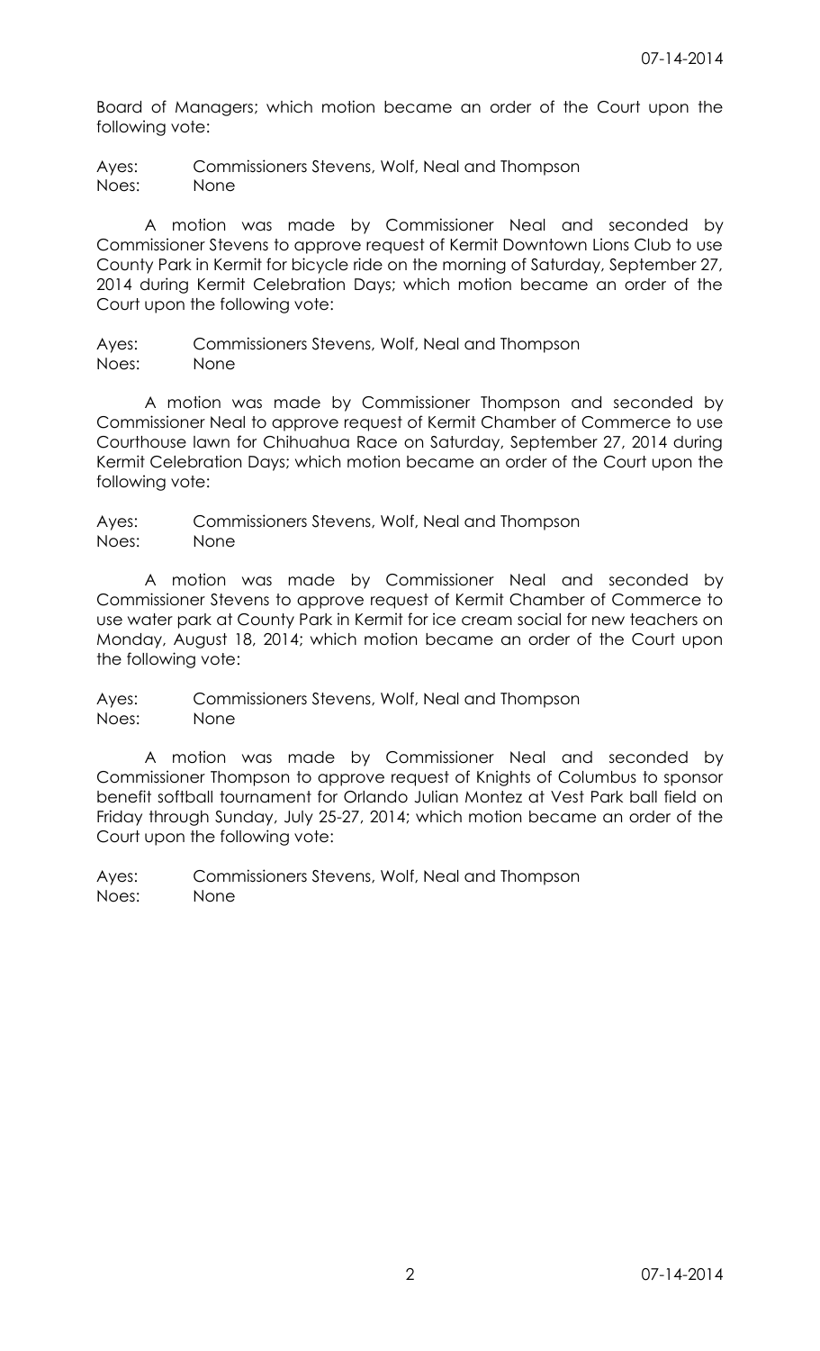Board of Managers; which motion became an order of the Court upon the following vote:

Ayes: Commissioners Stevens, Wolf, Neal and Thompson
Noes: None

A motion was made by Commissioner Neal and seconded by Commissioner Stevens to approve request of Kermit Downtown Lions Club to use County Park in Kermit for bicycle ride on the morning of Saturday, September 27, 2014 during Kermit Celebration Days; which motion became an order of the Court upon the following vote:

Ayes: Commissioners Stevens, Wolf, Neal and Thompson
Noes: None

A motion was made by Commissioner Thompson and seconded by Commissioner Neal to approve request of Kermit Chamber of Commerce to use Courthouse lawn for Chihuahua Race on Saturday, September 27, 2014 during Kermit Celebration Days; which motion became an order of the Court upon the following vote:

Ayes: Commissioners Stevens, Wolf, Neal and Thompson
Noes: None

A motion was made by Commissioner Neal and seconded by Commissioner Stevens to approve request of Kermit Chamber of Commerce to use water park at County Park in Kermit for ice cream social for new teachers on Monday, August 18, 2014; which motion became an order of the Court upon the following vote:

Ayes: Commissioners Stevens, Wolf, Neal and Thompson
Noes: None

A motion was made by Commissioner Neal and seconded by Commissioner Thompson to approve request of Knights of Columbus to sponsor benefit softball tournament for Orlando Julian Montez at Vest Park ball field on Friday through Sunday, July 25-27, 2014; which motion became an order of the Court upon the following vote:

Ayes: Commissioners Stevens, Wolf, Neal and Thompson
Noes: None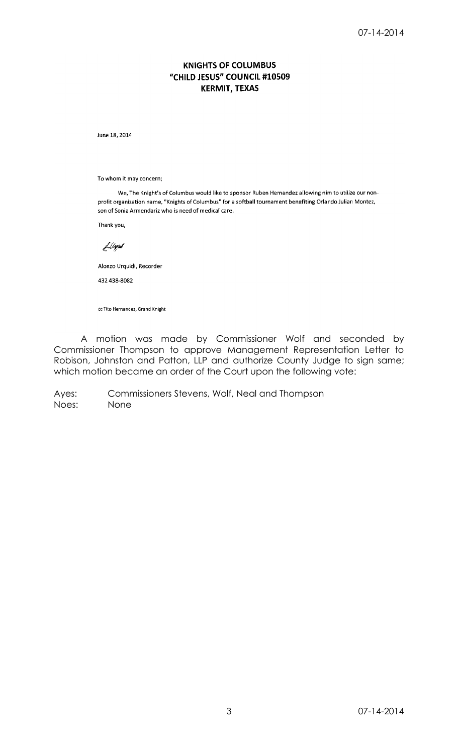**KNIGHTS OF COLUMBUS**
**"CHILD JESUS" COUNCIL #10509**
**KERMIT, TEXAS**

June 18, 2014

To whom it may concern;

We, The Knight's of Columbus would like to sponsor Ruben Hernandez allowing him to utilize our non-profit organization name, "Knights of Columbus" for a softball tournament benefiting Orlando Julian Montez, son of Sonia Armendariz who is need of medical care.

Thank you,

Alonzo Urquidi, Recorder

432 438-8082

cc Tito Hernandez, Grand Knight

A motion was made by Commissioner Wolf and seconded by Commissioner Thompson to approve Management Representation Letter to Robison, Johnston and Patton, LLP and authorize County Judge to sign same; which motion became an order of the Court upon the following vote:

Ayes: Commissioners Stevens, Wolf, Neal and Thompson
Noes: None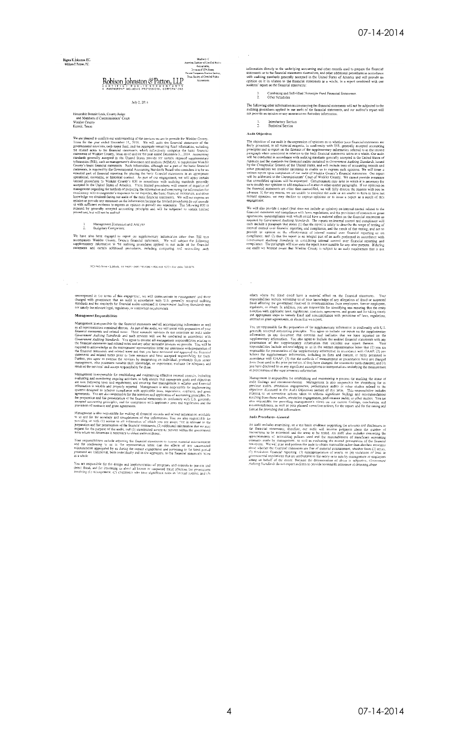Bigna K. Johnston, P.C.
William F. Patton, P.C.

# Robison Johnston & Patton, LLP

CERTIFIED PUBLIC ACCOUNTANTS
A PARTNERSHIP INCLUDING PROFESSIONAL CORPORATIONS

Members of
American Institute of Certified Public Accountants,
Division of CPA Firms
Private Companies Practice Section,
Texas Society of Certified Public Accountants

July 2, 2014

Honorable Bonnie Leck, County Judge
and Members of Commissioners' Court
Winkler County
Kermit, Texas

We are pleased to confirm our understanding of the services we are to provide for Winkler County, Texas for the year ended December 31, 2014. We will audit the financial statements of the governmental activities, each major fund, and the aggregate remaining fund information, including the related notes to the financial statements, which collectively comprise the basic financial statements of Winkler County, Texas as of and for the year ended December 31, 2014. Accounting standards generally accepted in the United States provide for certain required supplementary information (RSI), such as management's discussion and analysis (MD&A), to supplement Winkler County's basic financial statements. Such information, although not a part of the basic financial statements, is required by the Governmental Accounting Standards Board who considers it to be an essential part of financial reporting for placing the basic financial statements in an appropriate operational, economic, or historical context. As part of our engagement, we will apply certain limited procedures to Winkler County's RSI in accordance with auditing standards generally accepted in the United States of America. These limited procedures will consist of inquiries of management regarding the methods of preparing the information and comparing the information for consistency with management's responses to our inquiries, the basic financial statements, and other knowledge we obtained during our audit of the basic financial statements. We will not express an opinion or provide any assurance on the information because the limited procedures do not provide us with sufficient evidence to express an opinion or provide any assurance. The following RSI is required by generally accepted accounting principles and will be subjected to certain limited procedures, but will not be audited:

1. Management Discussion and Analysis
2. Budgetary Comparison

We have also been engaged to report on supplementary information other than RSI that accompanies Winkler County, Texas's financial statements. We will subject the following supplementary information to the auditing procedures applied in our audit of the financial statements and certain additional procedures, including comparing and reconciling such information directly to the underlying accounting and other records used to prepare the financial statements or to the financial statements themselves, and other additional procedures in accordance with auditing standards generally accepted in the United States of America and will provide an opinion on it in relation to the financial statements as a whole, in a report combined with our auditors' report on the financial statements:

1. Combining and Individual Nonmajor Fund Financial Statements
2. Other Schedules

The following other information accompanying the financial statements will not be subjected to the auditing procedures applied in our audit of the financial statements, and our auditor's report will not provide an opinion or any assurance on that other information.

1. Introductory Section
2. Statistical Section

## Audit Objectives

The objective of our audit is the expression of opinions as to whether your financial statements are fairly presented, in all material respects, in conformity with U.S. generally accepted accounting principles and to report on the fairness of the supplementary information referred to in the second paragraph when considered in relation to the basic financial statements taken as a whole. Our audit will be conducted in accordance with auditing standards generally accepted in the United States of America and the standards for financial audits contained in *Government Auditing Standards*, issued by the Comptroller General of the United States, and will include tests of accounting records and other procedures we consider necessary to enable us to express such opinions. We will issue a written report upon completion of our audit of Winkler County's financial statements. Our report will be addressed to the Commissioners' Court of Winkler County. We cannot provide assurance that unmodified opinions will be expressed. Circumstances may arise in which it is necessary for us to modify our opinions or add emphasis-of-matter or other-matter paragraphs. If our opinions on the financial statements are other than unmodified, we will fully discuss the reasons with you in advance. If, for any reason, we are unable to complete the audit or are unable to form or have not formed opinions, we may decline to express opinions or to issue a report as a result of this engagement.

We will also provide a report (that does not include an opinion) on internal control related to the financial statements and compliance with laws, regulations, and the provisions of contracts or grant agreements, noncompliance with which could have a material effect on the financial statements as required by *Government Auditing Standards*. The reports on internal control and compliance will each include a paragraph that states (1) that the report is solely to describe the scope of testing of internal control over financial reporting and compliance, and the result of that testing, and not to provide an opinion on the effectiveness of internal control over financial reporting or on compliance, and (2) that the report is an integral part of an audit performed in accordance with *Government Auditing Standards* in considering internal control over financial reporting and compliance. The paragraph will also state the report is not suitable for any other purpose. If during our audit we become aware that Winkler County is subject to an audit requirement that is not encompassed in the terms of this engagement, we will communicate to management and those charged with governance that an audit in accordance with U.S. generally accepted auditing standards and the standards for financial audits contained in *Government Auditing Standards* may not satisfy the relevant legal, regulatory, or contractual requirements.

## Management Responsibilities

Management is responsible for the financial statements and all accompanying information as well as all representations contained therein. As part of the audit, we will assist with preparation of your financial statements and related notes. These nonaudit services do not constitute an audit under *Government Auditing Standards* and such services will not be conducted in accordance with *Government Auditing Standards*. You agree to assume all management responsibilities relating to the financial statements and related notes and any other nonaudit services we provide. You will be required to acknowledge in the management representation letter our assistance with preparation of the financial statements and related notes and that you have reviewed and approved the financial statements and related notes prior to their issuance and have accepted responsibility for them. Further, you agree to oversee the services by designating an individual, preferably from senior management, who possesses suitable skill, knowledge, or experience; evaluate the adequacy and results of the services; and accept responsibility for them.

Management is responsible for establishing and maintaining effective internal controls, including evaluating and monitoring ongoing activities, to help ensure that appropriate goals and objectives are met; following laws and regulations; and ensuring that management is reliable and financial information is reliable and properly reported. Management is also responsible for implementing systems designed to achieve compliance with applicable laws, regulations, contracts, and grant agreements. You are also responsible for the selection and application of accounting principles, for the preparation and fair presentation of the financial statements in conformity with U.S. generally accepted accounting principles, and for compliance with applicable laws and regulations and the provisions of contracts and grant agreements.

Management is also responsible for making all financial records and related information available to us and for the accuracy and completeness of that information. You are also responsible for providing us with (1) access to all information of which you are aware that is relevant to the preparation and fair presentation of the financial statements, (2) additional information that we may request for the purpose of the audit, and (3) unrestricted access to persons within the government from whom we determine it necessary to obtain audit evidence.

Your responsibilities include adjusting the financial statements to correct material misstatements and for confirming to us in the representation letter that the effects of any uncorrected misstatements aggregated by us during the current engagement and pertaining to the latest period presented are immaterial, both individually and in the aggregate, to the financial statements taken as a whole.

You are responsible for the design and implementation of programs and controls to prevent and detect fraud, and for informing us about all known or suspected fraud affecting the government involving (1) management, (2) employees who have significant roles in internal control, and (3) others where the fraud could have a material effect on the financial statements. Your responsibilities include informing us of your knowledge of any allegations of fraud or suspected fraud affecting the government received in communications from employees, former employees, regulators, or others. In addition, you are responsible for identifying and ensuring that the entity complies with applicable laws, regulations, contracts, agreements, and grants and for taking timely and appropriate steps to remedy fraud and noncompliance with provisions of laws, regulations, contract or grant agreements, or abuse that we report.

You are responsible for the preparation of the supplementary information in conformity with U.S. generally accepted accounting principles. You agree to include our report on the supplementary information in any document that contains and indicates that we have reported on the supplementary information. You also agree to include the audited financial statements with any presentation of the supplementary information that includes our report thereon. Your responsibilities include acknowledging to us in the written representation letter that (1) you are responsible for presentation of the supplementary information in accordance with GAAP; (2) you believe the supplementary information, including its form and content, is fairly presented in accordance with GAAP; (3) that the methods of measurement or presentation have not changed from those used in the prior period (or, if they have changed, the reasons for such changes); and (4) you have disclosed to us any significant assumptions or interpretations underlying the measurement or presentation of the supplementary information.

Management is responsible for establishing and maintaining a process for tracking the status of audit findings and recommendations. Management is also responsible for identifying for us previous audits, attestation engagements, performance audits or other studies related to the objectives discussed in the Audit Objectives section of this letter. This responsibility includes relaying to us corrective actions taken to address significant findings and recommendations resulting from those audits, attestation engagements, performance audits, or other studies. You are also responsible for providing management's views on our current findings, conclusions, and recommendations, as well as your planned corrective actions, for the report, and for the timing and format for providing that information.

## Audit Procedures—General

An audit includes examining, on a test basis, evidence supporting the amounts and disclosures in the financial statements; therefore, our audit will involve judgment about the number of transactions to be examined and the areas to be tested. An audit also includes evaluating the appropriateness of accounting policies used and the reasonableness of significant accounting estimates made by management, as well as evaluating the overall presentation of the financial statements. We will plan and perform the audit to obtain reasonable rather than absolute assurance about whether the financial statements are free of material misstatement, whether from (1) errors, (2) fraudulent financial reporting, (3) misappropriation of assets, or (4) violations of laws or governmental regulations that are attributable to the entity or to acts by management or employees acting on behalf of the entity. Because the determination of abuse is subjective, *Government Auditing Standards* do not expect auditors to provide reasonable assurance of detecting abuse.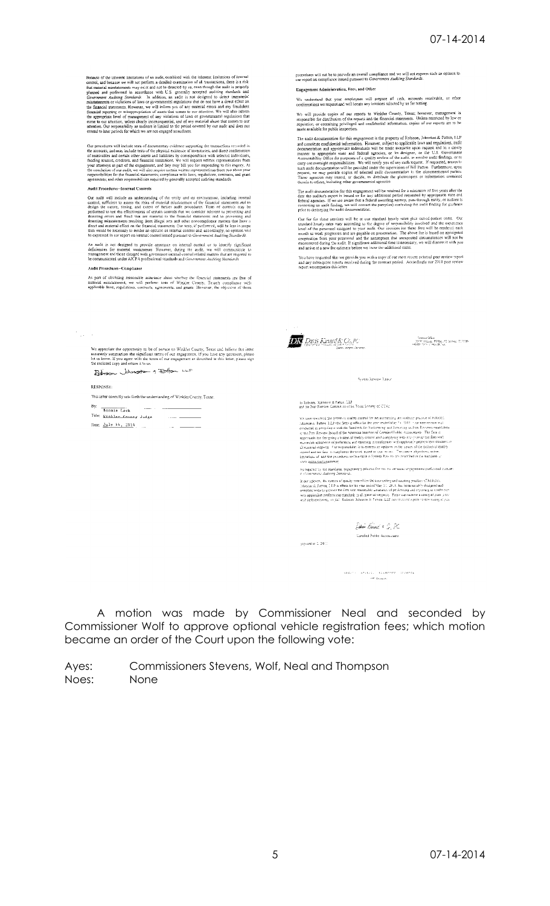Because of the inherent limitations of an audit, combined with the inherent limitations of internal control, and because we will not perform a detailed examination of all transactions, there is a risk that material misstatements may exist and not be detected by us, even though the audit is properly planned and performed in accordance with U.S. generally accepted auditing standards and *Government Auditing Standards*. In addition, an audit is not designed to detect immaterial misstatements or violations of laws or governmental regulations that do not have a direct effect on the financial statements. However, we will inform you of any material errors and any fraudulent financial reporting or misappropriation of assets that comes to our attention. We will also inform the appropriate level of management of any violations of laws or governmental regulations that come to our attention, unless clearly inconsequential, and of any material abuse that comes to our attention. Our responsibility as auditors is limited to the period covered by our audit and does not extend to later periods for which we are not engaged as auditors.

Our procedures will include tests of documentary evidence supporting the transactions recorded in the accounts, and may include tests of the physical existence of inventories, and direct confirmation of receivables and certain other assets and liabilities by correspondence with selected individuals, funding sources, creditors, and financial institutions. We will request written representations from your attorneys as part of the engagement, and they may bill you for responding to this inquiry. At the conclusion of our audit, we will also require certain written representations from you about your responsibilities for the financial statements; compliance with laws, regulations, contracts, and grant agreements; and other responsibilities required by generally accepted auditing standards.

**Audit Procedures—Internal Controls**

Our audit will include an understanding of the entity and its environment, including internal control, sufficient to assess the risks of material misstatement of the financial statements and to design the nature, timing, and extent of further audit procedures. Tests of controls may be performed to test the effectiveness of certain controls that we consider relevant to preventing and detecting errors and fraud that are material to the financial statements and to preventing and detecting misstatements resulting from illegal acts and other noncompliance matters that have a direct and material effect on the financial statements. Our tests, if performed, will be less in scope than would be necessary to render an opinion on internal control and accordingly, no opinion will be expressed in our report on internal control issued pursuant to *Government Auditing Standards*.

An audit is not designed to provide assurance on internal control or to identify significant deficiencies for material weaknesses. However, during the audit, we will communicate to management and those charged with governance internal control related matters that are required to be communicated under AICPA professional standards and *Government Auditing Standards*.

**Audit Procedures—Compliance**

As part of obtaining reasonable assurance about whether the financial statements are free of material misstatement, we will perform tests of Winkler County, Texas's compliance with applicable laws, regulations, contracts, agreements, and grants. However, the objective of those procedures will not be to provide an overall compliance and we will not express such an opinion in our report on compliance issued pursuant to *Government Auditing Standards*.

**Engagement Administration, Fees, and Other**

We understand that your employees will prepare all cash, accounts receivable, or other confirmations we request and will locate any invoices selected by us for testing.

We will provide copies of our reports to Winkler County, Texas; however, management is responsible for distribution of the reports and the financial statements. Unless restricted by law or regulation, or containing privileged and confidential information, copies of our reports are to be made available for public inspection.

The audit documentation for this engagement is the property of Robson, Johnston & Patton, LLP and constitute confidential information. However, subject to applicable laws and regulations, audit documentation and appropriate individuals will be made available upon request and in a timely manner to appropriate state and federal agencies, or its designee, or the U.S. Government Accountability Office for purposes of a quality review of the audit, to resolve audit findings, or to carry out oversight responsibilities. We will notify you of any such request. If requested, access to such audit documentation will be provided under the supervision of Bill Patton. Furthermore, upon request, we may provide copies of selected audit documentation to the aforementioned parties. These agencies may intend, or decide, to distribute the photocopies or information contained therein to others, including other governmental agencies.

The audit documentation for this engagement will be retained for a minimum of five years after the date the auditor's report is issued or for any additional period requested by appropriate state and federal agencies. If we are aware that a federal awarding agency, pass-through entity, or auditee is contesting an audit finding, we will contact the party(ies) contesting the audit finding for guidance prior to destroying the audit documentation.

Our fee for these services will be at our standard hourly rates plus out-of-pocket costs. Our standard hourly rates vary according to the degree of responsibility involved and the experience level of the personnel assigned to your audit. Our invoices for these fees will be rendered each month as work progresses and are payable on presentation. The above fee is based on anticipated cooperation from your personnel and the assumption that unexpected circumstances will not be encountered during the audit. If significant additional time is necessary, we will discuss it with you and arrive at a new fee estimate before we incur the additional costs.

You have requested that we provide you with a copy of our most recent external peer review report and any subsequent reports received during the contract period. Accordingly our 2011 peer review report accompanies this letter.

We appreciate the opportunity to be of service to Winkler County, Texas and believe this letter accurately summarizes the significant terms of our engagement. If you have any questions, please let us know. If you agree with the terms of our engagement as described in this letter, please sign the enclosed copy and return it to us.

Robson Johnston & Patton LLP

RESPONSE:

This letter correctly sets forth the understanding of Winkler County, Texas.

By: Bonnie Leck

Title: Winkler County Judge

Date: July 14, 2014

Davis Kinard & Co, PC

System Review Report

To Robson, Johnston & Patton, LLP
and the Peer Review Committee of the Texas Society of CPAs

We have reviewed the system of quality control for the accounting and auditing practice of Robson, Johnston & Patton, LLP (the firm) in effect for the year ended May 31, 2011. Our peer review was conducted in accordance with the Standards for Performing and Reporting on Peer Reviews established by the Peer Review Board of the American Institute of Certified Public Accountants. The firm is responsible for designing a system of quality control and complying with it to provide the firm with reasonable assurance of performing and reporting in conformity with applicable professional standards in all material respects. Our responsibility is to express an opinion on the design of the system of quality control and the firm's compliance therewith based on our review. The nature, objectives, scope, limitations of, and the procedures performed in a System Review are described in the standards at www.aicpa.org/prsummary.

As required by the standards, engagements selected for review included engagements performed under *Government Auditing Standards*.

In our opinion, the system of quality control for the accounting and auditing practice of Robson, Johnston & Patton, LLP in effect for the year ended May 31, 2011, has been suitably designed and complied with to provide the firm with reasonable assurance of performing and reporting in conformity with applicable professional standards in all material respects. Firms can receive a rating of *pass*, *pass with deficiency(ies)*, or *fail*. Robson, Johnston & Patton, LLP has received a peer review rating of *pass*.

Davis Kinard & Co, PC

Certified Public Accountants

September 1, 2011

A motion was made by Commissioner Neal and seconded by Commissioner Wolf to approve optional vehicle registration fees; which motion became an order of the Court upon the following vote:

Ayes: Commissioners Stevens, Wolf, Neal and Thompson
Noes: None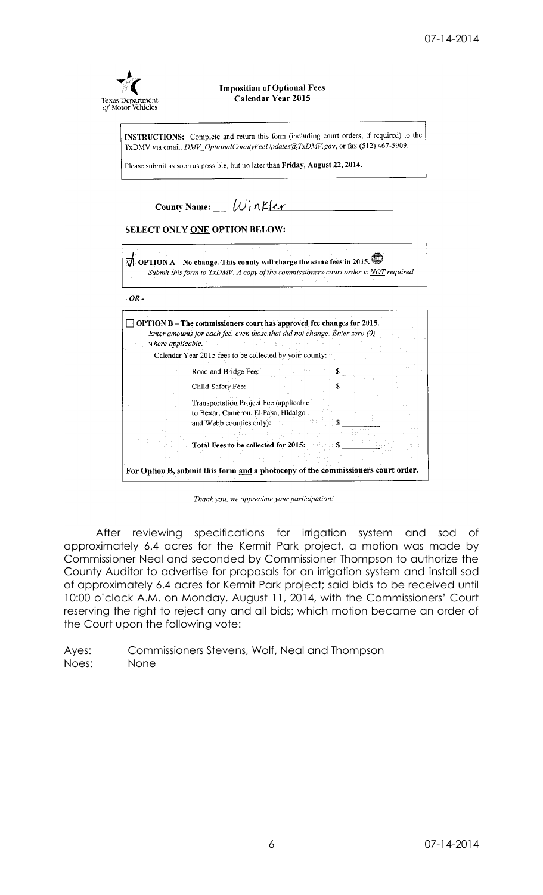Texas Department of Motor Vehicles

**Imposition of Optional Fees**
**Calendar Year 2015**

**INSTRUCTIONS:** Complete and return this form (including court orders, if required) to the TxDMV via email, *DMV_OptionalCountyFeeUpdates@TxDMV.gov*, or fax (512) 467-5909.

Please submit as soon as possible, but no later than **Friday, August 22, 2014.**

**County Name:** Winkler

**SELECT ONLY ONE OPTION BELOW:**

☑ **OPTION A – No change. This county will charge the same fees in 2015.**
*Submit this form to TxDMV. A copy of the commissioners court order is NOT required.*

*- OR -*

☐ **OPTION B – The commissioners court has approved fee changes for 2015.**
*Enter amounts for each fee, even those that did not change. Enter zero (0) where applicable.*

Calendar Year 2015 fees to be collected by your county:

| Fee | Amount |
|---|---|
| Road and Bridge Fee: | $ _______ |
| Child Safety Fee: | $ _______ |
| Transportation Project Fee (applicable to Bexar, Cameron, El Paso, Hidalgo and Webb counties only): | $ _______ |
| **Total Fees to be collected for 2015:** | $ _______ |

**For Option B, submit this form and a photocopy of the commissioners court order.**

*Thank you, we appreciate your participation!*

After reviewing specifications for irrigation system and sod of approximately 6.4 acres for the Kermit Park project, a motion was made by Commissioner Neal and seconded by Commissioner Thompson to authorize the County Auditor to advertise for proposals for an irrigation system and install sod of approximately 6.4 acres for Kermit Park project; said bids to be received until 10:00 o'clock A.M. on Monday, August 11, 2014, with the Commissioners' Court reserving the right to reject any and all bids; which motion became an order of the Court upon the following vote:

Ayes: Commissioners Stevens, Wolf, Neal and Thompson
Noes: None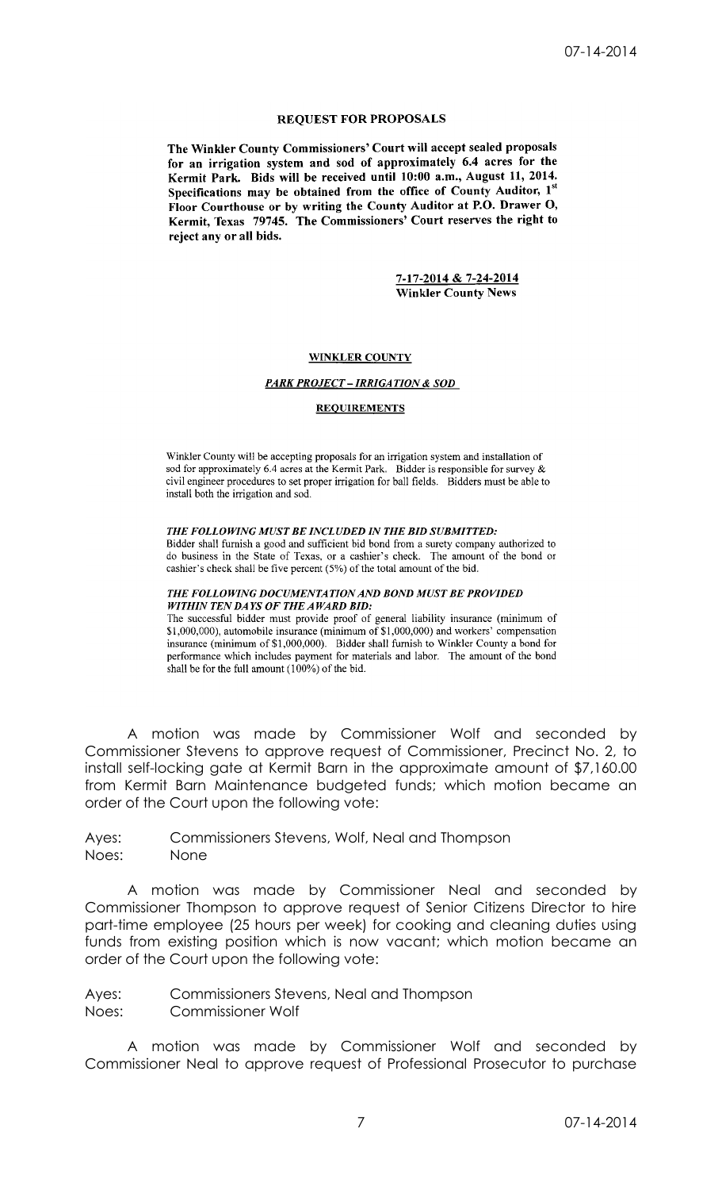## REQUEST FOR PROPOSALS

**The Winkler County Commissioners' Court will accept sealed proposals for an irrigation system and sod of approximately 6.4 acres for the Kermit Park. Bids will be received until 10:00 a.m., August 11, 2014. Specifications may be obtained from the office of County Auditor, 1st Floor Courthouse or by writing the County Auditor at P.O. Drawer O, Kermit, Texas 79745. The Commissioners' Court reserves the right to reject any or all bids.**

**7-17-2014 & 7-24-2014**
**Winkler County News**

**WINKLER COUNTY**

***PARK PROJECT – IRRIGATION & SOD***

**REQUIREMENTS**

Winkler County will be accepting proposals for an irrigation system and installation of sod for approximately 6.4 acres at the Kermit Park. Bidder is responsible for survey & civil engineer procedures to set proper irrigation for ball fields. Bidders must be able to install both the irrigation and sod.

***THE FOLLOWING MUST BE INCLUDED IN THE BID SUBMITTED:***
Bidder shall furnish a good and sufficient bid bond from a surety company authorized to do business in the State of Texas, or a cashier's check. The amount of the bond or cashier's check shall be five percent (5%) of the total amount of the bid.

***THE FOLLOWING DOCUMENTATION AND BOND MUST BE PROVIDED WITHIN TEN DAYS OF THE AWARD BID:***
The successful bidder must provide proof of general liability insurance (minimum of $1,000,000), automobile insurance (minimum of $1,000,000) and workers' compensation insurance (minimum of $1,000,000). Bidder shall furnish to Winkler County a bond for performance which includes payment for materials and labor. The amount of the bond shall be for the full amount (100%) of the bid.

A motion was made by Commissioner Wolf and seconded by Commissioner Stevens to approve request of Commissioner, Precinct No. 2, to install self-locking gate at Kermit Barn in the approximate amount of $7,160.00 from Kermit Barn Maintenance budgeted funds; which motion became an order of the Court upon the following vote:

Ayes: Commissioners Stevens, Wolf, Neal and Thompson
Noes: None

A motion was made by Commissioner Neal and seconded by Commissioner Thompson to approve request of Senior Citizens Director to hire part-time employee (25 hours per week) for cooking and cleaning duties using funds from existing position which is now vacant; which motion became an order of the Court upon the following vote:

Ayes: Commissioners Stevens, Neal and Thompson
Noes: Commissioner Wolf

A motion was made by Commissioner Wolf and seconded by Commissioner Neal to approve request of Professional Prosecutor to purchase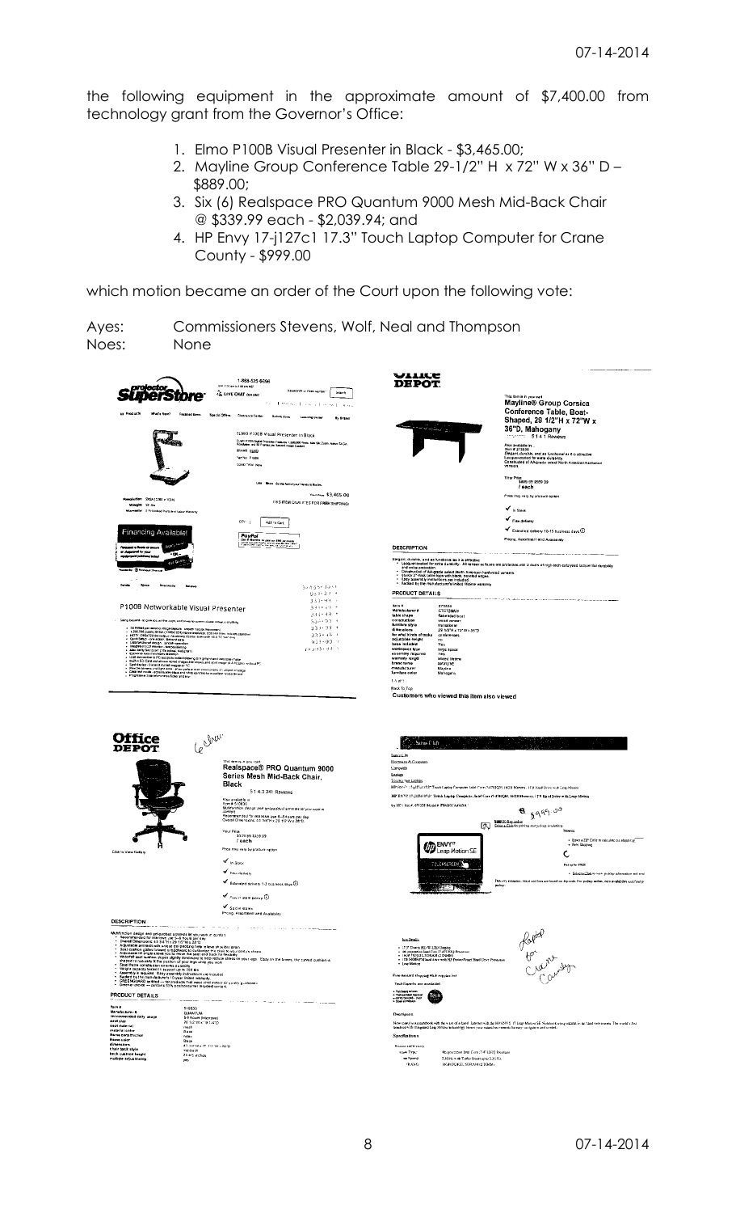the following equipment in the approximate amount of $7,400.00 from technology grant from the Governor's Office:

1. Elmo P100B Visual Presenter in Black - $3,465.00;
2. Mayline Group Conference Table 29-1/2" H x 72" W x 36" D – $889.00;
3. Six (6) Realspace PRO Quantum 9000 Mesh Mid-Back Chair @ $339.99 each - $2,039.94; and
4. HP Envy 17-j127c1 17.3" Touch Laptop Computer for Crane County - $999.00

which motion became an order of the Court upon the following vote:

Ayes: Commissioners Stevens, Wolf, Neal and Thompson
Noes: None

projector SuperStore

ELMO P100B Visual Presenter in Black

Your Price: $3,465.00

Financing Available!

P100B Networkable Visual Presenter

Office Depot

Mayline® Group Corsica Conference Table, Boat-Shaped, 29 1/2"H x 72"W x 36"D, Mahogany

Your Price: $889.00 / each

In Stock

Free delivery

DESCRIPTION

PRODUCT DETAILS

Customers who viewed this item also viewed

Office Depot

Realspace® PRO Quantum 9000 Series Mesh Mid-Back Chair, Black

Your Price: $339.99 / each

In Stock

Free delivery

DESCRIPTION

PRODUCT DETAILS

Sam's Club

HP ENVY 17-j127cl 17.3" Touch Laptop Computer, Intel Core i7-4702MQ, 16GB Memory, 1TB Hard Drive with Leap Motion

$999.00

Laptop for Crane County

Description

Specifications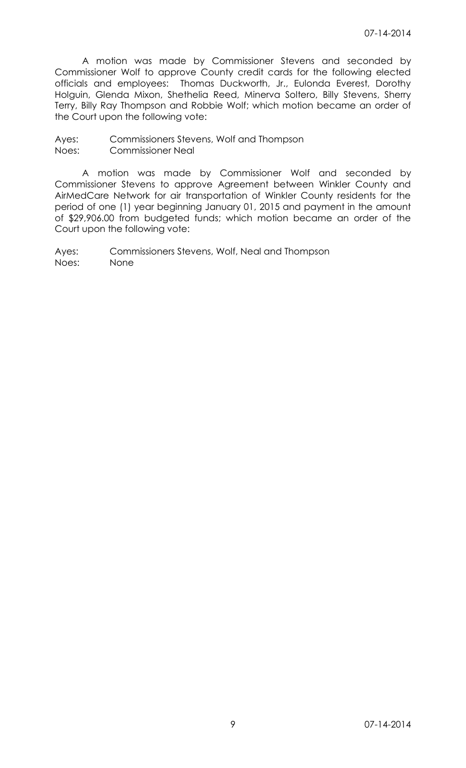A motion was made by Commissioner Stevens and seconded by Commissioner Wolf to approve County credit cards for the following elected officials and employees: Thomas Duckworth, Jr., Eulonda Everest, Dorothy Holguin, Glenda Mixon, Shethelia Reed, Minerva Soltero, Billy Stevens, Sherry Terry, Billy Ray Thompson and Robbie Wolf; which motion became an order of the Court upon the following vote:

Ayes: Commissioners Stevens, Wolf and Thompson
Noes: Commissioner Neal

A motion was made by Commissioner Wolf and seconded by Commissioner Stevens to approve Agreement between Winkler County and AirMedCare Network for air transportation of Winkler County residents for the period of one (1) year beginning January 01, 2015 and payment in the amount of $29,906.00 from budgeted funds; which motion became an order of the Court upon the following vote:

Ayes: Commissioners Stevens, Wolf, Neal and Thompson
Noes: None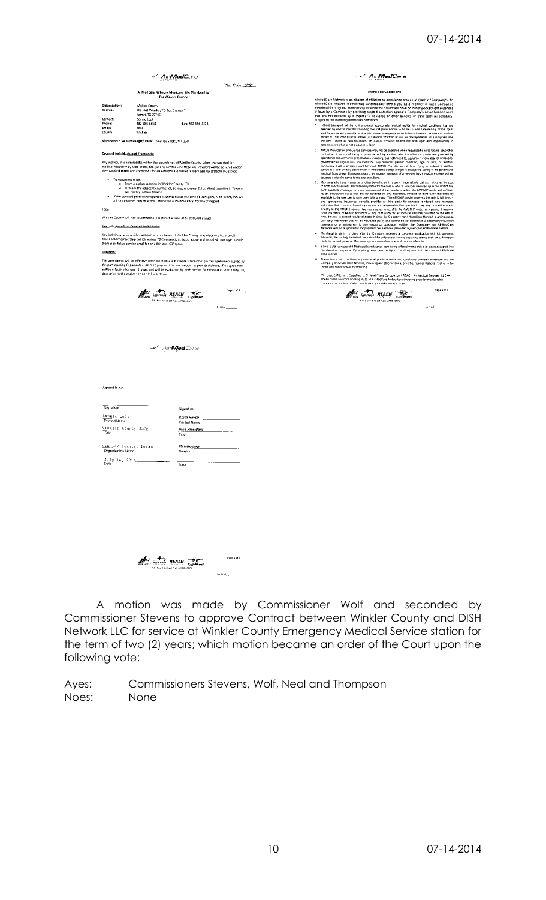## AirMedCare

Plan Code: 5767

**AirMedCare Network Municipal Site Membership For Winkler County**

**Organization:** Winkler County
**Address:** 100 East Winkler/PO Box Drawer Y, Kermit, TX 79745
**Contact:** Bonnie Leck
**Phone:** 432-586-6658 **Fax:** 432-586-3223
**Email:** none
**County:** Winkler

**Membership Sales Manager/ Base:** Wesley Sholtz/MT 250

**Covered Individuals and Transports:**

Any individual whom resides within the boundaries of Winkler County when transported for medical necessity by Med-Trans, Inc (or any AirMedCare Network Provider) will be covered under the standard terms and conditions for an AirMedCare Network membership (attached), except:

- Transport must be:
  - From a pickup location in Winkler County, TX;
  - Or from the adjacent counties of, Loving, Andrews, Ector, Ward counties in Texas or Lea county in New Mexico.
- If the covered person transported is uninsured at the time of transport, Med-Trans, Inc. will bill the covered person at the "Medicare Allowable Rate" for the transport.

**Fees:**

Winkler County will pay to AirMedCare Network a total of $19,806.00 annual.

**Upgrade Benefit to Covered Individuals:**

Any individual who resides within the boundaries of Winkler County may elect to obtain a full household membership (which waives T&C exemptions listed above and included coverage outside the Nearm listed service area) for an additional $45/year.

**Duration:**

This agreement will be effective upon AirMedCare Network's receipt of (a) this agreement signed by the participating Organization AND (b) payment for the amount as provided above. This agreement will be effective for one (1) year, and will be evaluated by both parties for renewal at least thirty (30) days prior to the end of the one (1) year term.

## AirMedCare

**Terms and Conditions**

AirMedCare Network is an alliance of affiliated air ambulance providers* (each a "Company"). An AirMedCare Network membership automatically enrolls you as a member in each Company's membership program. Membership assures the patient will have no out-of-pocket flight expenses if flown by a Company by providing prepaid protection against a Company's air ambulance costs that are not covered by a member's insurance or other benefits or third party responsibility, subject to the following terms and conditions.

1. Patient transport will be to the closest appropriate medical facility for medical conditions that are deemed by AMCN Provider attending medical professionals to be life- or limb-threatening, or that could lead to permanent disability, and which require emergency air ambulance transport. A patient's medical condition, not membership status, will dictate whether or not air transportation is appropriate and required. Under all circumstances, an AMCN Provider retains the sole right and responsibility to determine whether or not a patient is flown.
2. AMCN Provider air ambulance services may not be available when requested due to factors beyond its control such as use of the appropriate aircraft by another patient or other circumstances governed by operational requirements or limitations including, but not limited to, equipment manuals, air ambulance, governmental regulations, maintenance requirements, patient condition, age or size, or weather conditions. FAA regulations prohibit most AMCN Provider aircraft from flying in inclement weather conditions. The primary determinant of whether to accept a flight is always the safety of the patient and medical flight crew. Emergent ground ambulance transport of a member by an AMCN Provider will be covered under the same terms and conditions.
3. Members who have insurance or other benefits, or third party responsibility claims, that cover the cost of ambulance services are financially liable for the cost of AMCN Provider services up to the limit of any such available coverage. In return for payment of the membership fee, the AMCN Provider will consider its air ambulance costs that are not covered by any insurance, benefits or third party responsibility available to the member to have been fully prepaid. The AMCN Provider reserves the right to bill directly any appropriate insurance, benefits provider or third party for services rendered, and members authorize their insurers, benefits providers and responsible third parties to pay any covered amounts directly to the AMCN Provider. Members agree to remit to the AMCN Provider any payment received from insurance or benefit providers or any third party for all medical services provided by the AMCN Provider, not to exceed regular charges. Neither the Company nor AirMedCare Network is an insurance company. Memberships are not an insurance policy and cannot be considered as a secondary insurance coverage or a supplement to any insurance coverage. Neither the Company nor AirMedCare Network will be responsible for payment for services provided by another air ambulance service.
4. Membership starts 15 days after the Company receives a complete application with full payment; however, the waiting period will be waived for unforeseen events occurring during such time. Members must be natural persons. Memberships are non-refundable and non-transferable.
5. Some State laws prohibit Medicaid beneficiaries from being offered memberships or being accepted into membership programs. By applying, members certify to the Company that they are not Medicaid beneficiaries.
6. These terms and conditions supersede all previous terms and conditions between a member and the Company or AirMedCare Network, including any other writings, or verbal representations, relating to the terms and conditions of membership.

*A - Evac EMS, Inc.; EagleMed L.L.C.; Med-Trans Corporation; REACH Air Medical Services, LLC — These terms and conditions apply to all AirMedCare Network participating provider membership programs, regardless of which participating provider transports you.

## AirMedCare

Agreed to by:

| | |
|---|---|
| Signature | Signature |
| Bonnie Leck | Keith Hovey |
| Printed Name | Printed Name |
| Winkler County Judge | Vice President |
| Title | Title |
| Winkler County, Texas | Membership |
| Organization Name | Division |
| July 14, 2014 | |
| Date | Date |

A motion was made by Commissioner Wolf and seconded by Commissioner Stevens to approve Contract between Winkler County and DISH Network LLC for service at Winkler County Emergency Medical Service station for the term of two (2) years; which motion became an order of the Court upon the following vote:

Ayes: Commissioners Stevens, Wolf, Neal and Thompson
Noes: None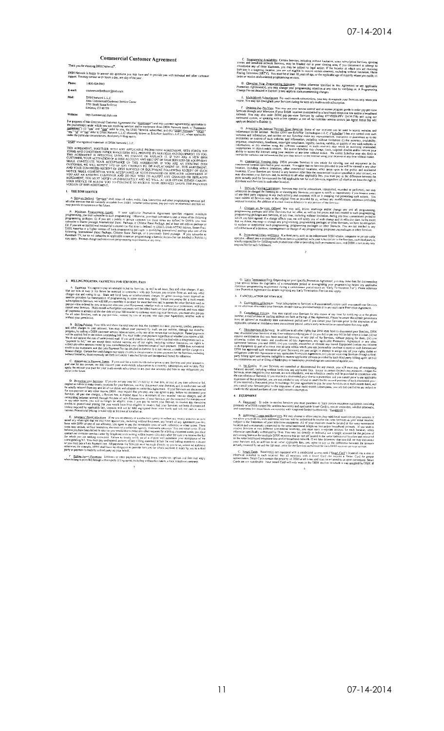# Commercial Customer Agreement

Thank you for choosing DISH Network®.

DISH Network is happy to answer any questions you may have and to provide you with technical and other customer support. You may contact us 24 hours a day, any day of the year:

**Phone:** 1-800-454-0843

**E-mail:** commercialfeedback@dish.com

**Mail:** DISH Network L.L.C.
Attn: Commercial Customer Service Center
5701 South Santa Fe Drive
Littleton, CO 80120

**Website:** http://commercial.dish.com

"DISH" is a registered trademark of DISH Network L.L.C.

## 1. THE DISH SERVICE

A. Services Defined.

B. Minimum Programming Levels.

C. Programming Availability.

D. Changing Your Programming Selection.

E. Multi-Month Subscriptions.

F. Ordering Pay-Per-View.

G. Accessing the Internet Through Your Receiver.

H. Commercial Viewing Only.

I. Services Viewing Limitations.

J. Changes in Services Offered.

K. Promotional Offers and Items.

## 2. BILLING POLICIES; PAYMENTS FOR SERVICES; FEES

A. Payment.

B. Billing Policies.

C. Allocations to Payment Terms.

D. Restoring your Services.

E. Attorneys' Fees/Collections.

F. Billing Agent Payments.

G. Early Termination Fees.

## 3. CANCELLATION OF SERVICE

A. Continuation of Services.

B. Cancellation Policies.

C. Disconnection of Service.

D. No Credits.

## 4. EQUIPMENT

A. Equipment.

B. Additional Taxes and Receivers.

C. Smart Cards.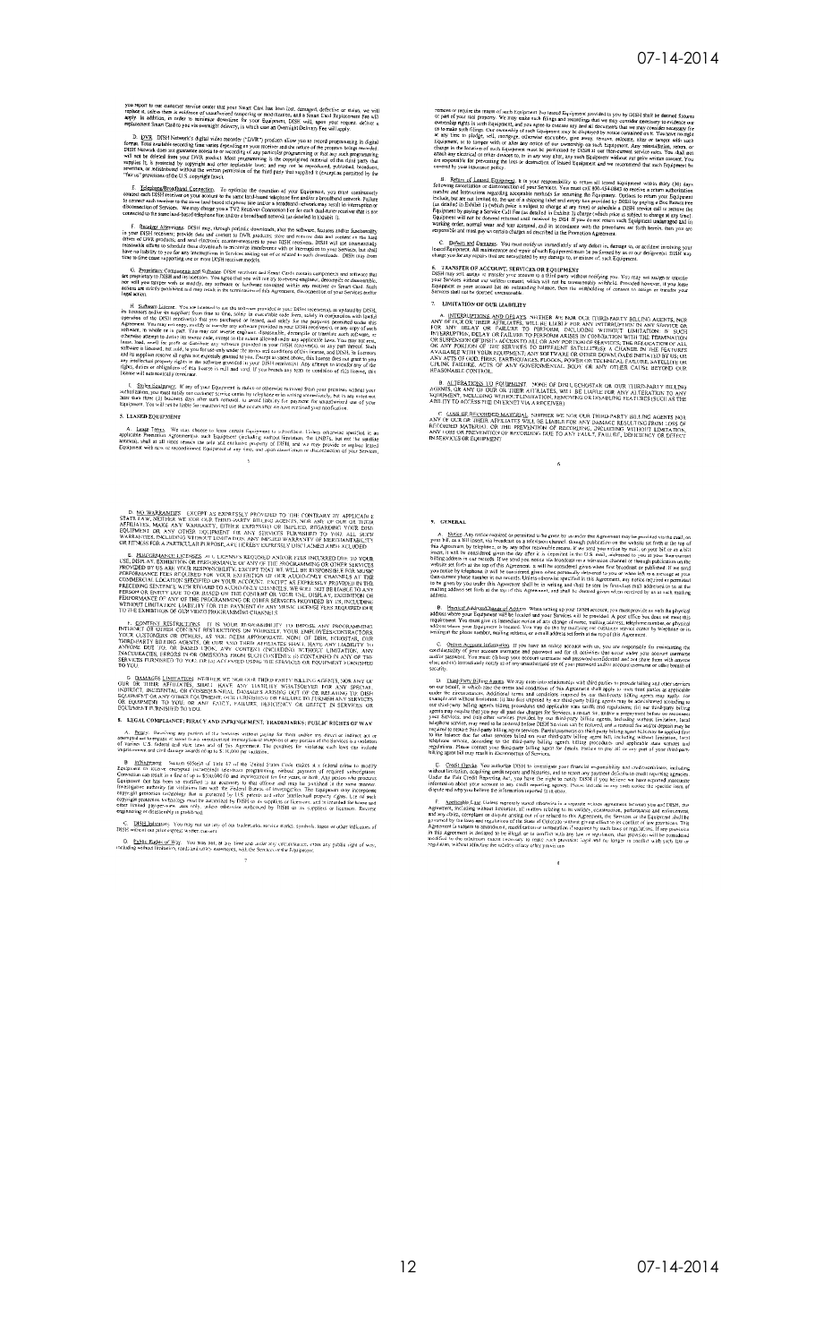you report to our customer service center that your Smart Card has been lost, damaged, defective or stolen, we will replace it, unless there is evidence of unauthorized tampering or modification, and a Smart Card Replacement Fee will apply. In addition, in order to minimize downtime for your Equipment, DISH will, upon your request, deliver a replacement Smart Card to you via overnight delivery, in which case an Overnight Delivery Fee will apply.

D. DVR. DISH Network's digital video recorder ("DVR") products allow you to record programming in digital format. Total available recording time varies depending on your receiver and the nature of the program being recorded. DISH Network does not guarantee access to or recording of any particular programming or that any such programming will not be deleted from your DVR product. Most programming is the copyrighted material of the third party that supplies it, is protected by copyright and other applicable laws, and may not be reproduced, published, broadcast, rewritten, or redistributed without the written permission of the third party that supplied it (except as permitted by the "fair use" provisions of the U.S. copyright laws).

E. Telephone/Broadband Connection. To optimize the operation of your Equipment, you must continuously connect each DISH receiver on your account to the same land-based telephone line and/or a broadband network. Failure to connect each receiver to the same land-based telephone line and/or a broadband network may result in interruption or disconnection of Services. We may charge you a TV2 Receiver Connection Fee for each dual-tuner receiver that is not connected to the same land-based telephone line and/or a broadband network (as detailed in Exhibit 1).

F. Receiver Alterations. DISH may, through periodic downloads, alter the software, features and/or functionality in your DISH receivers; provide data and content to DVR products; store and remove data and content on the hard drives of DVR products; and send electronic counter-measures to your DISH receivers. DISH will use commercially reasonable efforts to schedule these downloads to minimize interference with or interruption to your Services, but shall have no liability to you for any interruptions in Services arising out of or related to such downloads. DISH may from time to time cease supporting one or more DISH receiver models.

G. Proprietary Components and Software. DISH receivers and Smart Cards contain components and software that are proprietary to DISH and its licensors. You agree that you will not try to reverse engineer, decompile or disassemble, nor will you tamper with or modify, any software or hardware contained within any receiver or Smart Card. Such actions are strictly prohibited and may result in the termination of this Agreement, disconnection of your Services and/or legal action.

H. Software License. You are licensed to use the software provided in your DISH receiver(s), as updated by DISH, its licensors and/or its suppliers from time to time, in executable code form, solely in conjunction with lawful operation of the DISH receiver(s) that you purchased or leased, and solely for the purposes permitted under this Agreement. You may not copy, modify or transfer any software provided in your DISH receiver(s), or any copy of such software, in whole or in part. You may not reverse engineer, disassemble, decompile or translate such software, or otherwise attempt to derive the source code, except to the extent allowed under any applicable laws. You may not rent, lease, lend, resell for profit or distribute any software provided in your DISH receiver(s), or any part thereof. Such software is licensed, not sold, to you for use only under the terms and conditions of this license, and DISH, its licensors and its suppliers reserve all rights not expressly granted to you. Except as stated above, this license does not grant to you any intellectual property rights in any software provided in your DISH receiver(s). Any attempts to transfer any of the rights, duties or obligations of this license is null and void. If you breach any term or condition of this license, the license will automatically terminate.

I. Stolen Equipment. If any of your Equipment is stolen or otherwise removed from your premises without your authorization, you must notify our customer service center by telephone or in writing immediately, but in any event no later than three (3) business days after such removal, to avoid liability for payment for unauthorized use of your Equipment. You will not be liable for unauthorized use that occurs after we have received your notification.

## 5. LEASED EQUIPMENT

A. Lease Terms. We may choose to lease certain Equipment to subscribers. Unless otherwise specified in an applicable Promotion Agreement, such Equipment (including without limitation, the LNBFs, but not the satellite antenna), shall at all times remain the sole and exclusive property of DISH and we may provide or replace leased Equipment with new or refurbished Equipment at any time, and upon cancellation or disconnection of your Services, remove or require the return of such Equipment. No leased Equipment provided to you by DISH shall be deemed fixtures or part of your real property. We may make such filings and recordings that we may consider necessary to evidence our ownership rights in such Equipment, and you agree to execute any and all documents that we may consider necessary for us to make such filings. Our ownership of such Equipment may be displayed by notice contained on it. You agree not to at any time pledge, sell, mortgage, otherwise encumber, give away, remove, relocate, alter or tamper with such Equipment, or to tamper with or alter any notice of our ownership on such Equipment. Any reinstallation, repair, or change in the location of such Equipment must be performed by DISH at our then-current service rates. You shall not attach any electrical or other devices to, or in any way alter, any such Equipment without our prior written consent. You are responsible for preventing the loss or destruction of leased Equipment and we recommend that such Equipment be covered by your insurance policy.

B. Return of Leased Equipment. It is your responsibility to return all leased Equipment within thirty (30) days following cancellation or disconnection of your Services. You must call 800-434-0843 to receive a return authorization number and instructions regarding acceptable methods for returning the Equipment. Options to return your Equipment include, but are not limited to, the use of a shipping label and return box furnished by DISH by paying a Box Return Fee (as detailed in Exhibit 1) (which price is subject to change at any time) or obtaining a pre-paid shipping label for your Equipment by paying a Service Call Fee (as detailed in Exhibit 1) (which price is subject to change at any time). Equipment will not be deemed returned until received by DISH. If you do not return such Equipment undamaged and in working order, normal wear and tear excepted, and in accordance with the procedures set forth herein, then you are responsible and must pay us certain charges as described in the Promotion Agreement.

C. Defects and Damages. You must notify us immediately of any defect in, damage to, or accident involving your leased Equipment. All maintenance and repair of such Equipment must be performed by us or our designee(s). DISH may charge you for any repairs that are necessitated by any damage to, or misuse of, such Equipment.

## 6. TRANSFER OF ACCOUNT, SERVICES OR EQUIPMENT

DISH may sell, assign or transfer your account to a third party without notifying you. You may not assign or transfer your Services without our written consent, which will not be unreasonably withheld. Provided, however, if you have Equipment in your account or have an outstanding balance, then the withholding of consent to assign or transfer your Services shall not be deemed unreasonable.

## 7. LIMITATION OF OUR LIABILITY

A. INTERRUPTIONS AND DELAYS. NEITHER WE NOR OUR THIRD-PARTY BILLING AGENTS, NOR ANY OF OUR OR THEIR AFFILIATES, WILL BE LIABLE FOR ANY INTERRUPTION IN ANY SERVICE OR FOR ANY DELAY OR FAILURE TO PERFORM, INCLUDING WITHOUT LIMITATION: (I) SUCH INTERRUPTION, DELAY OR FAILURE TO PERFORM ARISES IN CONNECTION WITH THE TERMINATION OR SUSPENSION OF DISH'S ACCESS TO ALL OR ANY PORTION OF SERVICES, THE RELOCATION OF ALL OR ANY PORTION OF THE SERVICES TO DIFFERENT SATELLITES, A CHANGE IN THE FEATURES AVAILABLE WITH YOUR EQUIPMENT, ANY SOFTWARE OR OTHER DOWNLOADS INITIATED BY US; OR ANY ACTS OF GOD, FIRES, EARTHQUAKES, FLOODS, POWER OR TECHNICAL FAILURE, SATELLITE OR UPLINK FAILURE, ACTS OF ANY GOVERNMENTAL BODY OR ANY OTHER CAUSE BEYOND OUR REASONABLE CONTROL.

B. ALTERATIONS TO EQUIPMENT. NONE OF DISH, ECHOSTAR OR OUR THIRD-PARTY BILLING AGENTS, NOR ANY OF OUR OR THEIR AFFILIATES, WILL BE LIABLE FOR ANY ALTERATION TO ANY EQUIPMENT, INCLUDING WITHOUT LIMITATION, REMOVING OR DISABLING FEATURES (SUCH AS THE ABILITY TO ACCESS THE INTERNET VIA A RECEIVER).

C. LOSS OF RECORDED MATERIAL. NEITHER WE NOR OUR THIRD-PARTY BILLING AGENTS NOR ANY OF OUR OR THEIR AFFILIATES WILL BE LIABLE FOR ANY DAMAGE RESULTING FROM LOSS OF RECORDED MATERIAL OR THE PREVENTION OF RECORDING, INCLUDING WITHOUT LIMITATION, ANY LOSS OR PREVENTION OF RECORDING DUE TO ANY FAULT, FAILURE, DEFICIENCY OR DEFECT IN SERVICES OR EQUIPMENT.

D. NO WARRANTIES. EXCEPT AS EXPRESSLY PROVIDED TO THE CONTRARY BY APPLICABLE STATE LAW, NEITHER WE NOR OUR THIRD-PARTY BILLING AGENTS, NOR ANY OF OUR OR THEIR AFFILIATES, MAKE ANY WARRANTY, EITHER EXPRESSED OR IMPLIED, REGARDING YOUR DISH EQUIPMENT OR ANY OTHER EQUIPMENT OR ANY SERVICES FURNISHED TO YOU. ALL SUCH WARRANTIES, INCLUDING WITHOUT LIMITATION, ANY IMPLIED WARRANTY OF MERCHANTABILITY OR FITNESS FOR A PARTICULAR PURPOSE, ARE HEREBY EXPRESSLY DISCLAIMED AND EXCLUDED.

E. PERFORMANCE LICENSES. ALL LICENSES REQUIRED AND/OR FEES INCURRED DUE TO YOUR USE, DISPLAY, EXHIBITION OR PERFORMANCE OF ANY OF THE PROGRAMMING OR OTHER SERVICES PROVIDED BY US ARE YOUR RESPONSIBILITY, EXCEPT THAT WE WILL BE RESPONSIBLE FOR MUSIC PERFORMANCE FEES REQUIRED FOR YOUR EXHIBITION OF OUR AUDIO-ONLY CHANNELS AT THE COMMERCIAL LOCATION SPECIFIED ON YOUR ACCOUNT. EXCEPT AS EXPRESSLY PROVIDED IN THE PRECEDING SENTENCE WITH REGARD TO AUDIO-ONLY CHANNELS, WE WILL NOT BE LIABLE TO ANY PERSON OR ENTITY DUE TO OR BASED ON THE CONTENT OF OR YOUR USE, DISPLAY, EXHIBITION OR PERFORMANCE OF ANY OF THE PROGRAMMING OR OTHER SERVICES PROVIDED BY US, INCLUDING WITHOUT LIMITATION LIABILITY FOR THE PAYMENT OF ANY MUSIC LICENSE FEES REQUIRED DUE TO THE EXHIBITION OF OUR VIDEO PROGRAMMING CHANNELS.

F. CONTENT RESTRICTIONS. IT IS YOUR RESPONSIBILITY TO IMPOSE ANY PROGRAMMING, INTERNET OR OTHER CONTENT RESTRICTIONS ON YOURSELF, YOUR EMPLOYEES/CONTRACTORS, YOUR CUSTOMERS OR OTHERS, AS YOU DEEM APPROPRIATE. NONE OF DISH, ECHOSTAR, OUR THIRD-PARTY BILLING AGENTS, OR OUR AND THEIR AFFILIATES SHALL HAVE ANY LIABILITY TO ANYONE DUE TO, OR BASED UPON, ANY CONTENT (INCLUDING WITHOUT LIMITATION, ANY INACCURACIES, ERRORS IN OR OMISSIONS FROM SUCH CONTENT) (I) CONTAINED IN ANY OF THE SERVICES FURNISHED TO YOU; OR (II) ACCESSED USING THE SERVICES OR EQUIPMENT FURNISHED TO YOU.

G. DAMAGES LIMITATION. NEITHER WE NOR OUR THIRD-PARTY BILLING AGENTS, NOR ANY OF OUR OR THEIR AFFILIATES, SHALL HAVE ANY LIABILITY WHATSOEVER FOR ANY SPECIAL, INDIRECT, INCIDENTAL OR CONSEQUENTIAL DAMAGES ARISING OUT OF OR RELATING TO: DISH EQUIPMENT OR ANY OTHER EQUIPMENT, OUR FURNISHING OR FAILURE TO FURNISH ANY SERVICES OR EQUIPMENT TO YOU, OR ANY FAULT, FAILURE, DEFICIENCY OR DEFECT IN SERVICES OR EQUIPMENT FURNISHED TO YOU.

## 8. LEGAL COMPLIANCE; PIRACY AND INFRINGEMENT; TRADEMARKS; PUBLIC RIGHTS OF WAY

A. Piracy. Receiving any portion of the Services without paying for them and/or any direct or indirect act or attempted act to assist in unauthorized interception/reception of any portion of the Services is a violation of various U.S. federal and state laws and of this Agreement. The penalties for violating such laws may include imprisonment and civil damage awards of up to $100,000 per violation.

B. Infringement. Section 605(e)(4) of Title 47 of the United States Code makes it a federal crime to modify Equipment to receive encrypted (scrambled) television programming without payment of required subscription. Conviction can result in a fine of up to $500,000.00 and imprisonment for five years, or both. Any person who possesses Equipment that has been so modified is an accessory to that offense and may be prosecuted to the same extent. Investigative authority for violations lies with the Federal Bureau of Investigation. The Equipment may incorporate copyright protection technology that is protected by U.S. patents and other intellectual property rights. Use of such copyright protection technology must be authorized by DISH or its suppliers or licensors, and is intended for home and other limited pay-per-view uses only, unless otherwise authorized by DISH or its suppliers or licensors. Reverse engineering or disassembly is prohibited.

C. DISH Indicators. You may not use any of our trademarks, service marks, symbols, logos or other indicators of DISH without our prior express written consent.

D. Public Rights of Way. You may not, at any time and under any circumstance, cross any public right of way, including without limitation, roads and utility easements, with the Services and/or Equipment.

## 9. GENERAL

A. Notice. Any notice required or permitted to be given by us under this Agreement may be provided via the mail, on your bill, as a bill insert, via broadcast on a television channel, through publication on the website set forth at the top of this Agreement, by telephone, or by any other reasonable means. If we send you notice by mail, on your bill or as a bill insert, it will be considered given the day after it is deposited in the U.S. mail, addressed to you at your then-current billing address in our records. If we send you notice via broadcast on a television channel or through publication on the website set forth at the top of this Agreement, it will be considered given when first broadcast or published. If we send you notice by telephone it will be considered given when personally delivered to you or when left as a message at your then-current home number in our records. Unless otherwise specified in this Agreement, any notice required or permitted to be given by you under this Agreement must be in writing and shall be sent by first-class mail addressed to us at the mailing address set forth at the top of this Agreement, and shall be deemed given when received by us at such mailing address.

B. Physical Address/Change of Address. When setting up your DISH account, you must provide us with the physical address where your Equipment will be located and your Services will be provided. A post office box does not meet this requirement. You must give us immediate notice of any change of name, mailing address, telephone number, or physical address where your Equipment is located. You may do this by notifying our customer service center by telephone or in writing at the phone number, mailing address, or e-mail address set forth at the top of this Agreement.

C. Online Account Information. If you have an online account with us, you are responsible for maintaining the confidentiality of your account username and password and for all activities that occur under your account username and/or password. You must (i) keep your account username and password confidential and not share them with anyone else; and (ii) immediately notify us of any unauthorized use of your password and/or account username or other breach of security.

D. Third-Party Billing Agents. We may enter into relationships with third parties to provide billing and other services on our behalf, in which case the terms and conditions of this Agreement shall apply to such third parties as applicable under the circumstances. Additional terms and conditions imposed by our third-party billing agents may apply. For example and without limitation: (i) late fees imposed by our third-party billing agents may be administered according to our third-party billing agent's billing procedures and applicable state tariffs and regulations; (ii) our third-party billing agents may require that you pay all past due charges for Services, a restart fee, and/or a prepayment before we reconnect your Services, and (iii) other services provided by our third-party billing agents, including without limitation, local telephone service, may need to be restored before DISH Services will be restored, and a partial payment to a third-party billing agent may be applied first to the balance due for other services billed on your third-party billing agent bill, including without limitation, local telephone service, according to the third-party billing agent's billing procedures and applicable state tariffs and regulations. Please contact your third-party billing agent for details. Failure to pay all or any part of your third-party billing agent bill may result in disconnection of Services.

E. Credit Checks. You authorize DISH to investigate your financial responsibility and creditworthiness, including without limitation, acquiring credit reports and histories, and to report any payment defaults to credit reporting agencies. Under the Fair Credit Reporting Act, you have the right to notify DISH if you believe we have reported inaccurate information about your account to any credit reporting agency. Please include in any such notice the specific item of dispute and why you believe the information reported is in error.

F. Applicable Law. Unless expressly stated otherwise in a separate written agreement between you and DISH, this Agreement, including without limitation, all matters relating to its validity, construction, performance and enforcement, and any claim, complaint or dispute arising out of or related to this Agreement, the Services or the Equipment shall be governed by the laws and regulations of the State of Colorado without giving effect to its conflict of law provisions. This Agreement is subject to amendment, modification or termination if required by such laws or regulations. If any provision in this Agreement is declared to be illegal or in conflict with any law or regulation, that provision will be considered modified to the minimum extent necessary to make such provision legal and no longer in conflict with such law or regulation, without affecting the validity of any other provision.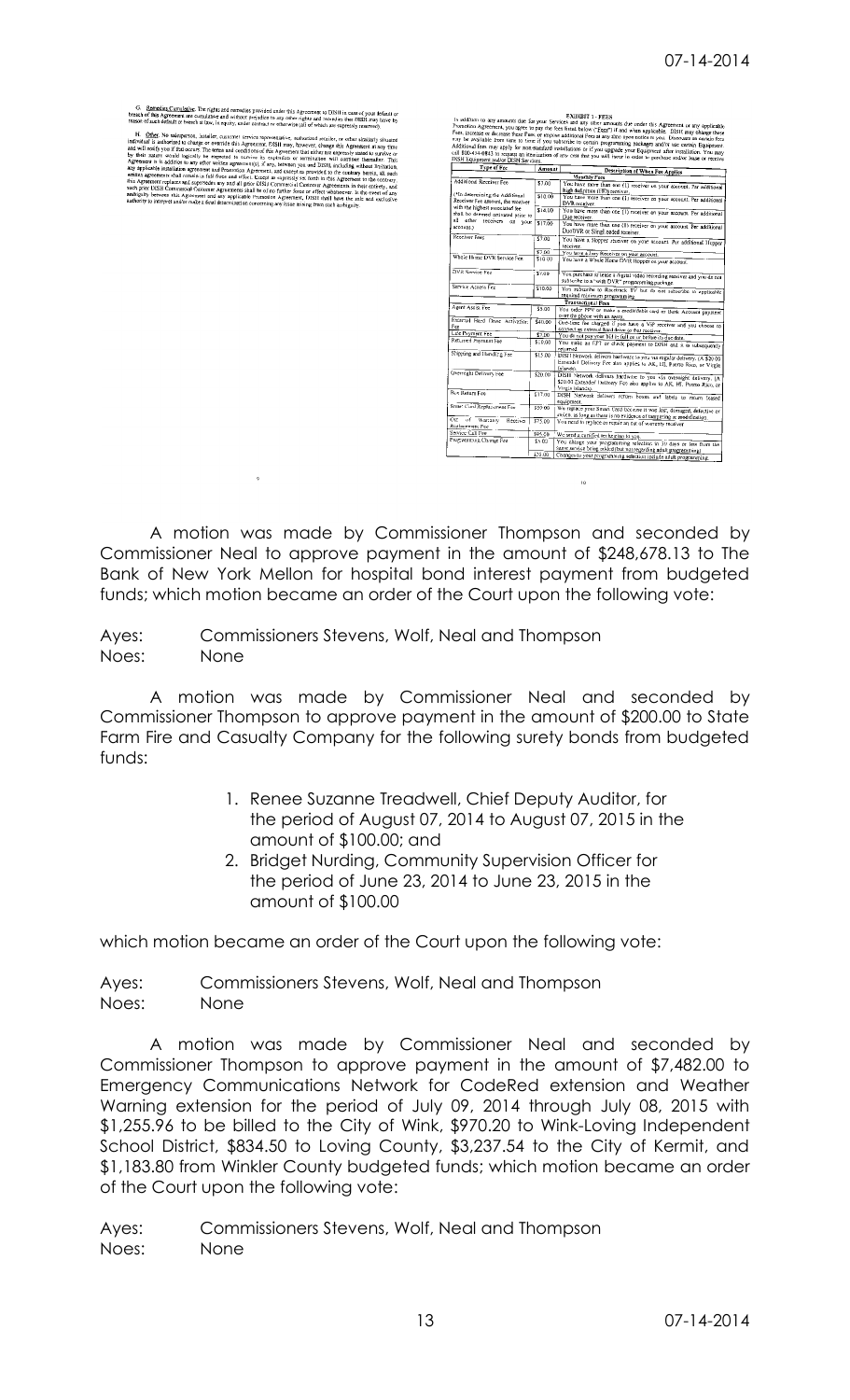G. Remedies Cumulative. The rights and remedies provided under this Agreement to DISH in case of your default or breach of this Agreement are cumulative and without prejudice to any other rights and remedies that DISH may have by reason of such default or breach at law, in equity, under contract or otherwise (all of which are expressly reserved).

H. Other. No salesperson, installer, customer service representative, authorized retailer, or other similarly situated individual is authorized to change or override this Agreement. DISH may, however, change this Agreement at any time and will notify you if that occurs. The terms and conditions of this Agreement that either are expressly stated to survive or by their nature would logically be expected to survive its expiration or termination will continue thereafter. This Agreement is in addition to any other written agreement(s), if any, between you and DISH, including without limitation, any applicable installation agreement and Promotion Agreement, and except as provided to the contrary herein, all such written agreements shall remain in full force and effect. Except as expressly set forth in this Agreement to the contrary, this Agreement replaces and supersedes any and all prior DISH Commercial Customer Agreements in their entirety, and such prior DISH Commercial Customer Agreements shall be of no further force or effect whatsoever. In the event of any ambiguity between this Agreement and any applicable Promotion Agreement, DISH shall have the sole and exclusive authority to interpret and/or make a final determination concerning any issue arising from such ambiguity.

EXHIBIT 1 - FEES

In addition to any amounts due for your Services and any other amounts due under this Agreement or any applicable Promotion Agreement, you agree to pay the fees listed below ("Fees") if and when applicable. DISH may change these Fees, increase or decrease these Fees, or impose additional Fees at any time upon notice to you. Discounts on certain fees may be available from time to time if you subscribe to certain programming packages and/or use certain Equipment. Additional fees may apply for non-standard installation or if you upgrade your Equipment after installation. You may call 800-434-8845 to request an itemization of any cost that you will incur in order to purchase and/or lease or receive DISH Equipment and/or DISH Services.

| Type of Fee | Amount | Description of When Fee Applies |
|---|---|---|
| | | **Monthly Fees** |
| Additional Receiver Fee | $7.00 | You have more than one (1) receiver on your account. Per additional high definition (HD) receiver. |
| (In determining the Additional Receiver Fee applied, the receiver with the highest associated fee shall be deemed activated prior to all other receivers on your account.) | $10.00 | You have more than one (1) receiver on your account. Per additional DVR receiver. |
| | $14.00 | You have more than one (1) receiver on your account. Per additional Duo receiver. |
| | $17.00 | You have more than one (1) receiver on your account. Per additional DuoDVR or Single-sided receiver. |
| Receiver Fees | $7.00 | You have a Hopper receiver on your account. Per additional Hopper receiver. |
| | $7.00 | You have a Joey Receiver on your account. |
| Whole Home DVR Service Fee | $10.00 | You have a Whole Home DVR Hopper on your account. |
| DVR Service Fee | $7.00 | You purchase or lease a digital video recording receiver and you do not subscribe to a "with DVR" programming package. |
| Service Access Fee | $10.00 | You subscribe to Rockbreak TV but do not subscribe to applicable required minimum programming. |
| | | **Transactional Fees** |
| Agent Assist Fee | $5.00 | You order PPV or make a credit/debit card or Bank Account payment over the phone with an agent. |
| External Hard Drive Activation Fee | $40.00 | One-time fee charged if you have a ViP receiver and you choose to connect an external hard drive to that receiver. |
| Late Payment Fee | $7.00 | You do not pay your bill in full on or before its due date. |
| Returned Payment Fee | $10.00 | You make an EFT or check payment to DISH and it is subsequently returned. |
| Shipping and Handling Fee | $15.00 | DISH Network delivers hardware to you via regular delivery. ($20.00 Extended Delivery Fee also applies to AK, HI, Puerto Rico, or Virgin Islands). |
| Overnight Delivery Fee | $20.00 | DISH Network delivers hardware to you via overnight delivery. ($20.00 Extended Delivery Fee also applies to AK, HI, Puerto Rico, or Virgin Islands). |
| Box Return Fee | $17.00 | DISH Network delivers return boxes and labels to return leased equipment. |
| Smart Card Replacement Fee | $50.00 | We replace your Smart Card because it was lost, damaged, defective or stolen, as long as there is no evidence of tampering or modification. |
| Out of Warranty Receiver Replacement Fee | $75.00 | You need to replace or repair an out of warranty receiver. |
| Service Call Fee | $95.00 | We send a certified technician to you. |
| Programming Change Fee | $5.00 | You change your programming selection in 30 days or less from the same service being added (but not regarding adult programming). |
| | $20.00 | Changes to your programming selection include adult programming. |

A motion was made by Commissioner Thompson and seconded by Commissioner Neal to approve payment in the amount of $248,678.13 to The Bank of New York Mellon for hospital bond interest payment from budgeted funds; which motion became an order of the Court upon the following vote:

Ayes: Commissioners Stevens, Wolf, Neal and Thompson
Noes: None

A motion was made by Commissioner Neal and seconded by Commissioner Thompson to approve payment in the amount of $200.00 to State Farm Fire and Casualty Company for the following surety bonds from budgeted funds:

1. Renee Suzanne Treadwell, Chief Deputy Auditor, for the period of August 07, 2014 to August 07, 2015 in the amount of $100.00; and
2. Bridget Nurding, Community Supervision Officer for the period of June 23, 2014 to June 23, 2015 in the amount of $100.00

which motion became an order of the Court upon the following vote:

Ayes: Commissioners Stevens, Wolf, Neal and Thompson
Noes: None

A motion was made by Commissioner Neal and seconded by Commissioner Thompson to approve payment in the amount of $7,482.00 to Emergency Communications Network for CodeRed extension and Weather Warning extension for the period of July 09, 2014 through July 08, 2015 with $1,255.96 to be billed to the City of Wink, $970.20 to Wink-Loving Independent School District, $834.50 to Loving County, $3,237.54 to the City of Kermit, and $1,183.80 from Winkler County budgeted funds; which motion became an order of the Court upon the following vote:

Ayes: Commissioners Stevens, Wolf, Neal and Thompson
Noes: None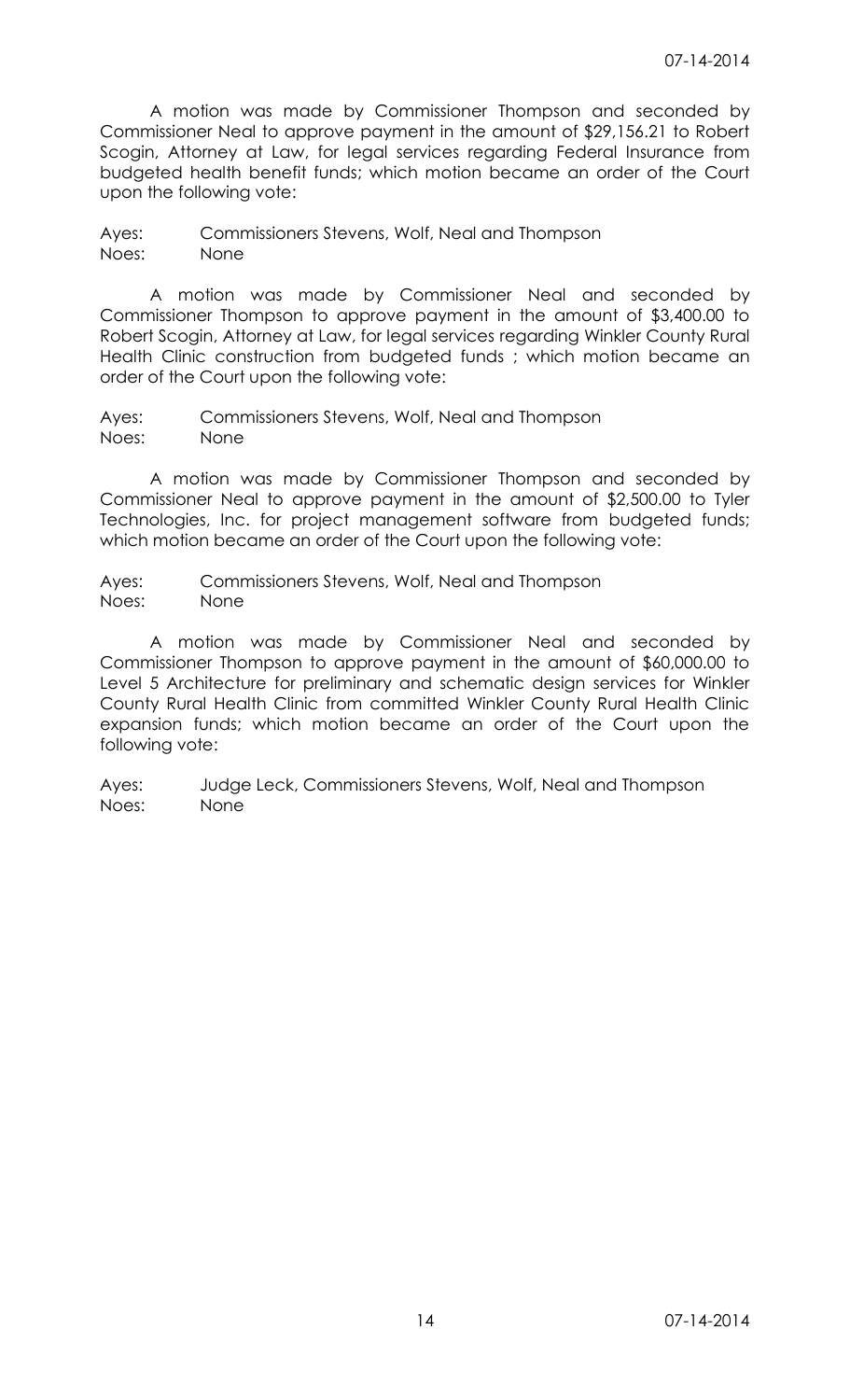A motion was made by Commissioner Thompson and seconded by Commissioner Neal to approve payment in the amount of $29,156.21 to Robert Scogin, Attorney at Law, for legal services regarding Federal Insurance from budgeted health benefit funds; which motion became an order of the Court upon the following vote:

Ayes: Commissioners Stevens, Wolf, Neal and Thompson
Noes: None

A motion was made by Commissioner Neal and seconded by Commissioner Thompson to approve payment in the amount of $3,400.00 to Robert Scogin, Attorney at Law, for legal services regarding Winkler County Rural Health Clinic construction from budgeted funds ; which motion became an order of the Court upon the following vote:

Ayes: Commissioners Stevens, Wolf, Neal and Thompson
Noes: None

A motion was made by Commissioner Thompson and seconded by Commissioner Neal to approve payment in the amount of $2,500.00 to Tyler Technologies, Inc. for project management software from budgeted funds; which motion became an order of the Court upon the following vote:

Ayes: Commissioners Stevens, Wolf, Neal and Thompson
Noes: None

A motion was made by Commissioner Neal and seconded by Commissioner Thompson to approve payment in the amount of $60,000.00 to Level 5 Architecture for preliminary and schematic design services for Winkler County Rural Health Clinic from committed Winkler County Rural Health Clinic expansion funds; which motion became an order of the Court upon the following vote:

Ayes: Judge Leck, Commissioners Stevens, Wolf, Neal and Thompson
Noes: None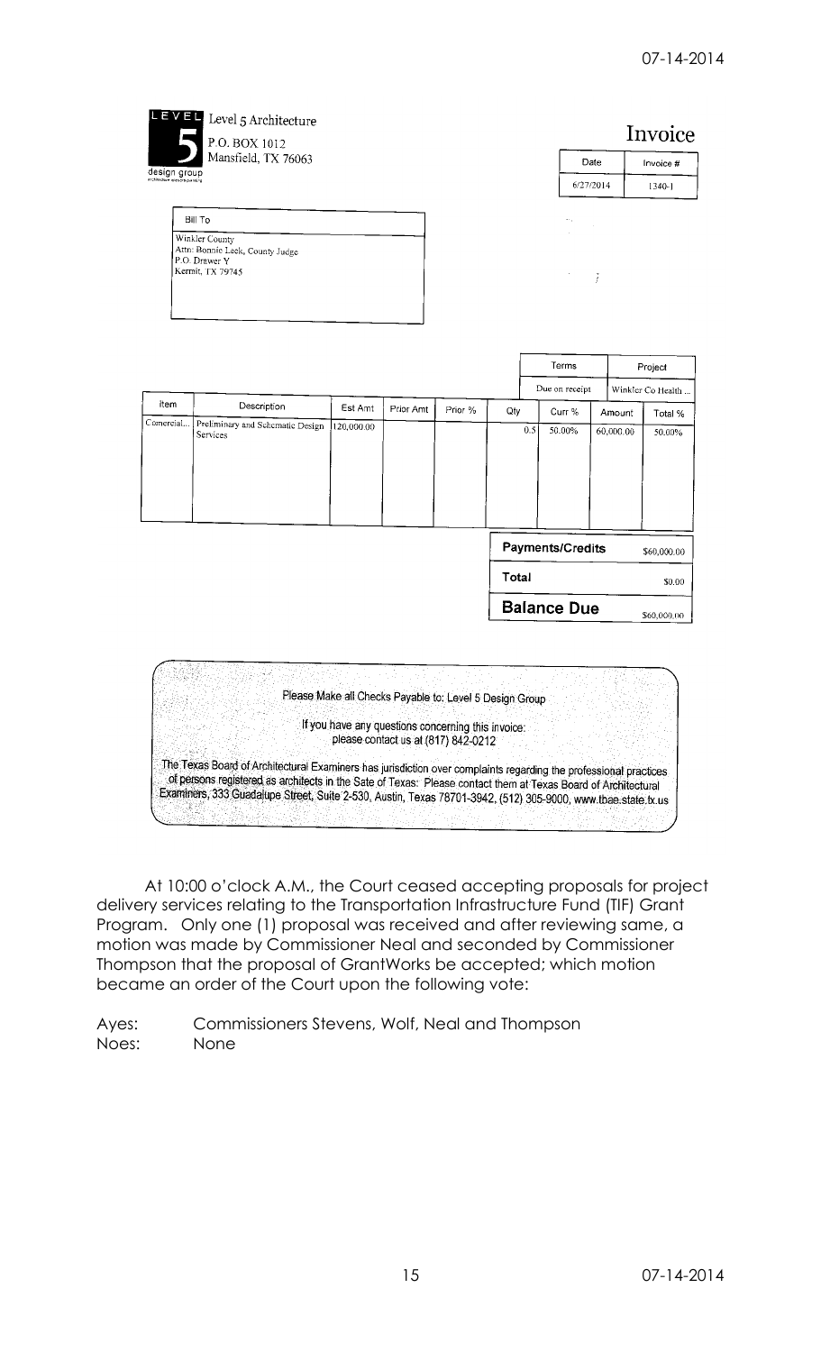Level 5 Architecture
P.O. BOX 1012
Mansfield, TX 76063

LEVEL 5 design group

# Invoice

| Date | Invoice # |
|---|---|
| 6/27/2014 | 1340-1 |

| Bill To |
|---|
| Winkler County<br>Attn: Bonnie Leck, County Judge<br>P.O. Drawer Y<br>Kermit, TX 79745 |

| Terms | Project |
|---|---|
| Due on receipt | Winkler Co Health ... |

| Item | Description | Est Amt | Prior Amt | Prior % | Qty | Curr % | Amount | Total % |
|---|---|---|---|---|---|---|---|---|
| Comercial... | Preliminary and Schematic Design Services | 120,000.00 | | | 0.5 | 50.00% | 60,000.00 | 50.00% |

| | |
|---|---|
| **Payments/Credits** | $60,000.00 |
| **Total** | $0.00 |
| **Balance Due** | $60,000.00 |

Please Make all Checks Payable to: Level 5 Design Group

If you have any questions concerning this invoice:
please contact us at (817) 842-0212

The Texas Board of Architectural Examiners has jurisdiction over complaints regarding the professional practices of persons registered as architects in the Sate of Texas: Please contact them at Texas Board of Architectural Examiners, 333 Guadalupe Street, Suite 2-530, Austin, Texas 78701-3942, (512) 305-9000, www.tbae.state.tx.us

At 10:00 o'clock A.M., the Court ceased accepting proposals for project delivery services relating to the Transportation Infrastructure Fund (TIF) Grant Program. Only one (1) proposal was received and after reviewing same, a motion was made by Commissioner Neal and seconded by Commissioner Thompson that the proposal of GrantWorks be accepted; which motion became an order of the Court upon the following vote:

Ayes: Commissioners Stevens, Wolf, Neal and Thompson
Noes: None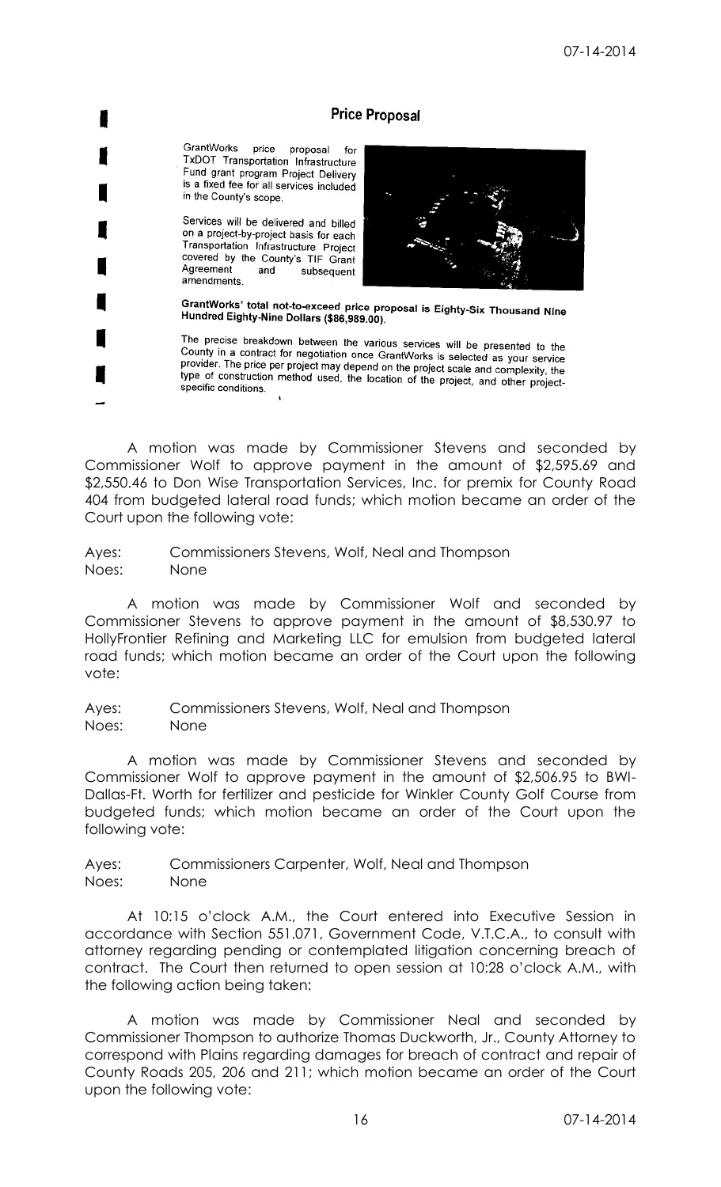## Price Proposal

GrantWorks price proposal for TxDOT Transportation Infrastructure Fund grant program Project Delivery is a fixed fee for all services included in the County's scope.

Services will be delivered and billed on a project-by-project basis for each Transportation Infrastructure Project covered by the County's TIF Grant Agreement and subsequent amendments.

**GrantWorks' total not-to-exceed price proposal is Eighty-Six Thousand Nine Hundred Eighty-Nine Dollars ($86,989.00).**

The precise breakdown between the various services will be presented to the County in a contract for negotiation once GrantWorks is selected as your service provider. The price per project may depend on the project scale and complexity, the type of construction method used, the location of the project, and other project-specific conditions.

A motion was made by Commissioner Stevens and seconded by Commissioner Wolf to approve payment in the amount of $2,595.69 and $2,550.46 to Don Wise Transportation Services, Inc. for premix for County Road 404 from budgeted lateral road funds; which motion became an order of the Court upon the following vote:

Ayes: Commissioners Stevens, Wolf, Neal and Thompson
Noes: None

A motion was made by Commissioner Wolf and seconded by Commissioner Stevens to approve payment in the amount of $8,530.97 to HollyFrontier Refining and Marketing LLC for emulsion from budgeted lateral road funds; which motion became an order of the Court upon the following vote:

Ayes: Commissioners Stevens, Wolf, Neal and Thompson
Noes: None

A motion was made by Commissioner Stevens and seconded by Commissioner Wolf to approve payment in the amount of $2,506.95 to BWI-Dallas-Ft. Worth for fertilizer and pesticide for Winkler County Golf Course from budgeted funds; which motion became an order of the Court upon the following vote:

Ayes: Commissioners Carpenter, Wolf, Neal and Thompson
Noes: None

At 10:15 o'clock A.M., the Court entered into Executive Session in accordance with Section 551.071, Government Code, V.T.C.A., to consult with attorney regarding pending or contemplated litigation concerning breach of contract. The Court then returned to open session at 10:28 o'clock A.M., with the following action being taken:

A motion was made by Commissioner Neal and seconded by Commissioner Thompson to authorize Thomas Duckworth, Jr., County Attorney to correspond with Plains regarding damages for breach of contract and repair of County Roads 205, 206 and 211; which motion became an order of the Court upon the following vote: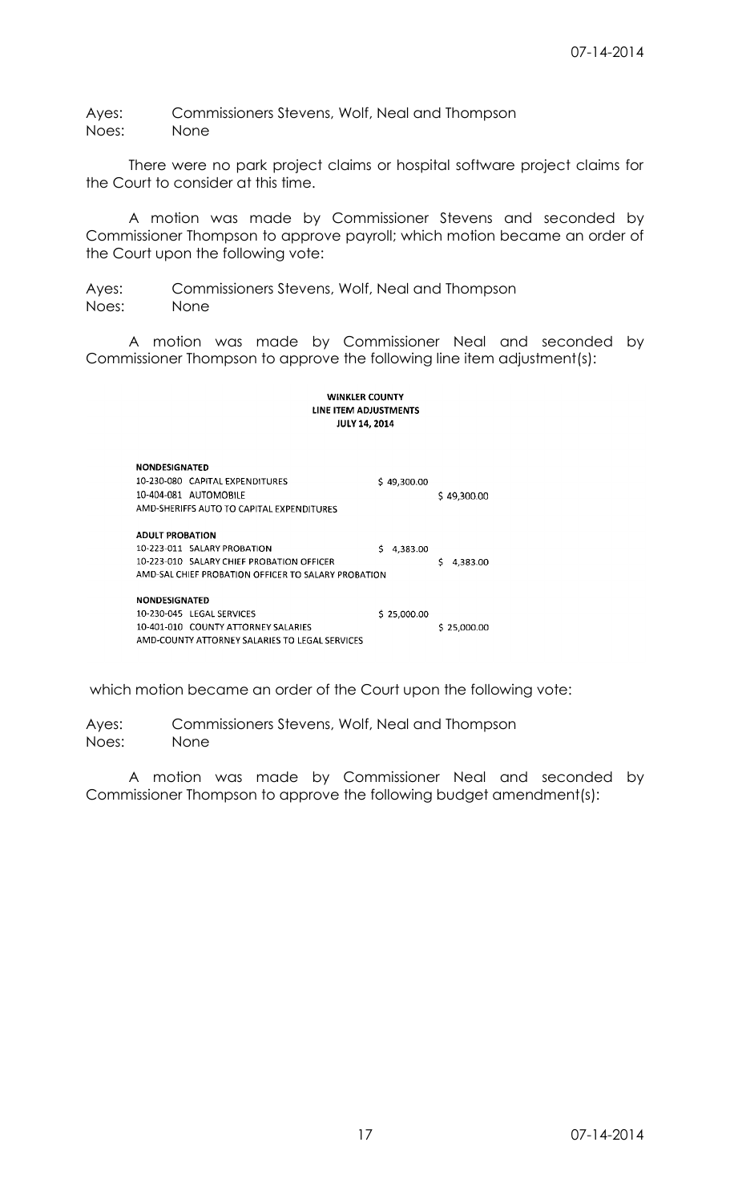Ayes: Commissioners Stevens, Wolf, Neal and Thompson
Noes: None

There were no park project claims or hospital software project claims for the Court to consider at this time.

A motion was made by Commissioner Stevens and seconded by Commissioner Thompson to approve payroll; which motion became an order of the Court upon the following vote:

Ayes: Commissioners Stevens, Wolf, Neal and Thompson
Noes: None

A motion was made by Commissioner Neal and seconded by Commissioner Thompson to approve the following line item adjustment(s):

**WINKLER COUNTY**
**LINE ITEM ADJUSTMENTS**
**JULY 14, 2014**

| | | |
|---|---|---|
| **NONDESIGNATED** | | |
| 10-230-080 CAPITAL EXPENDITURES | $ 49,300.00 | |
| 10-404-081 AUTOMOBILE | | $ 49,300.00 |
| AMD-SHERIFFS AUTO TO CAPITAL EXPENDITURES | | |
| | | |
| **ADULT PROBATION** | | |
| 10-223-011 SALARY PROBATION | $ 4,383.00 | |
| 10-223-010 SALARY CHIEF PROBATION OFFICER | | $ 4,383.00 |
| AMD-SAL CHIEF PROBATION OFFICER TO SALARY PROBATION | | |
| | | |
| **NONDESIGNATED** | | |
| 10-230-045 LEGAL SERVICES | $ 25,000.00 | |
| 10-401-010 COUNTY ATTORNEY SALARIES | | $ 25,000.00 |
| AMD-COUNTY ATTORNEY SALARIES TO LEGAL SERVICES | | |

which motion became an order of the Court upon the following vote:

Ayes: Commissioners Stevens, Wolf, Neal and Thompson
Noes: None

A motion was made by Commissioner Neal and seconded by Commissioner Thompson to approve the following budget amendment(s):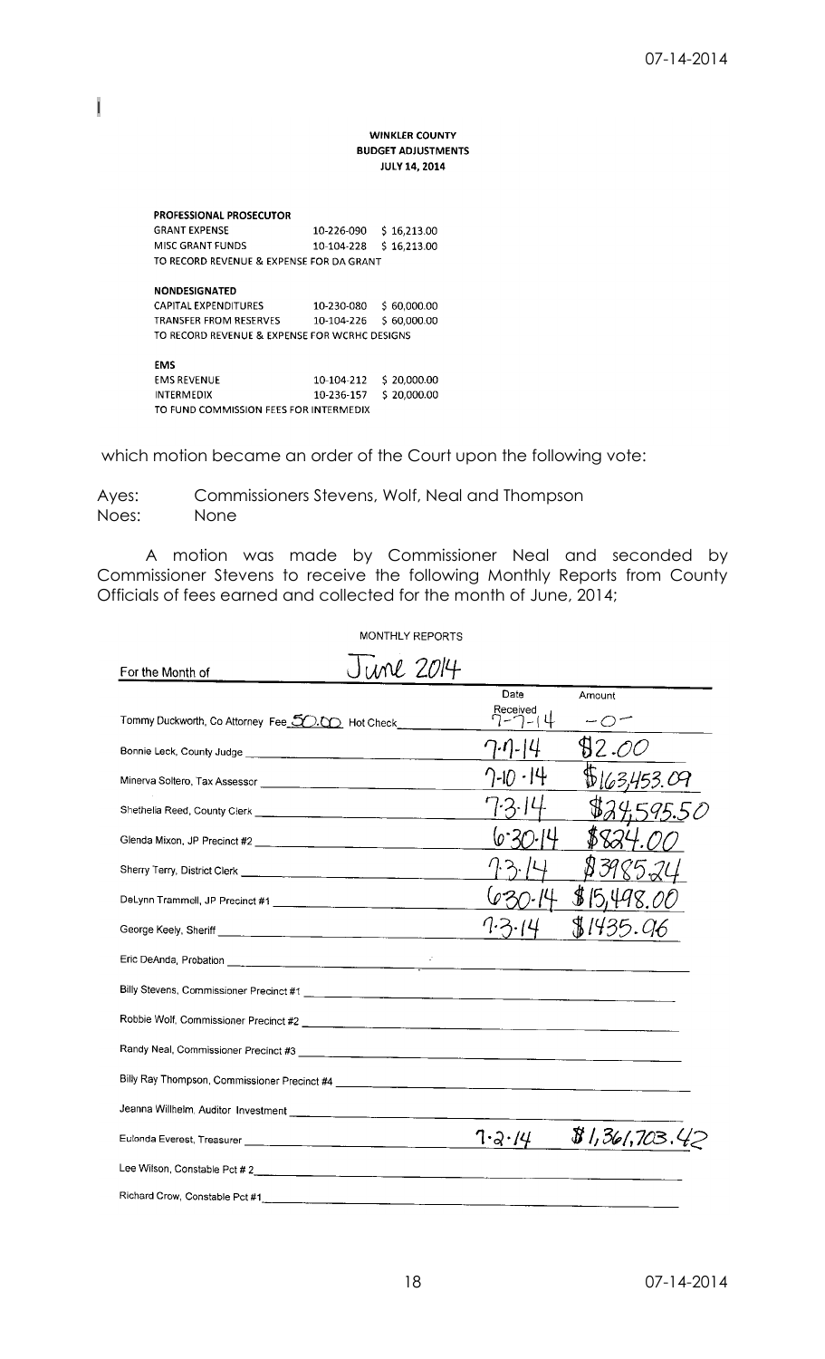**WINKLER COUNTY**
**BUDGET ADJUSTMENTS**
**JULY 14, 2014**

**PROFESSIONAL PROSECUTOR**

| | | |
|---|---|---|
| GRANT EXPENSE | 10-226-090 | $ 16,213.00 |
| MISC GRANT FUNDS | 10-104-228 | $ 16,213.00 |

TO RECORD REVENUE & EXPENSE FOR DA GRANT

**NONDESIGNATED**

| | | |
|---|---|---|
| CAPITAL EXPENDITURES | 10-230-080 | $ 60,000.00 |
| TRANSFER FROM RESERVES | 10-104-226 | $ 60,000.00 |

TO RECORD REVENUE & EXPENSE FOR WCRHC DESIGNS

**EMS**

| | | |
|---|---|---|
| EMS REVENUE | 10-104-212 | $ 20,000.00 |
| INTERMEDIX | 10-236-157 | $ 20,000.00 |

TO FUND COMMISSION FEES FOR INTERMEDIX

which motion became an order of the Court upon the following vote:

Ayes: Commissioners Stevens, Wolf, Neal and Thompson
Noes: None

A motion was made by Commissioner Neal and seconded by Commissioner Stevens to receive the following Monthly Reports from County Officials of fees earned and collected for the month of June, 2014;

MONTHLY REPORTS

For the Month of June 2014

| | Date Received | Amount |
|---|---|---|
| Tommy Duckworth, Co Attorney Fee 50.00 Hot Check | 7-7-14 | -0- |
| Bonnie Leck, County Judge | 7-7-14 | $2.00 |
| Minerva Soltero, Tax Assessor | 7-10-14 | $163,453.09 |
| Shethelia Reed, County Clerk | 7-3-14 | $24,595.50 |
| Glenda Mixon, JP Precinct #2 | 6-30-14 | $824.00 |
| Sherry Terry, District Clerk | 7-3-14 | $3985.24 |
| DeLynn Trammell, JP Precinct #1 | 6-30-14 | $15,498.00 |
| George Keely, Sheriff | 7-3-14 | $1435.96 |
| Eric DeAnda, Probation | | |
| Billy Stevens, Commissioner Precinct #1 | | |
| Robbie Wolf, Commissioner Precinct #2 | | |
| Randy Neal, Commissioner Precinct #3 | | |
| Billy Ray Thompson, Commissioner Precinct #4 | | |
| Jeanna Willhelm, Auditor Investment | | |
| Eulonda Everest, Treasurer | 7-2-14 | $1,361,703.42 |
| Lee Wilson, Constable Pct # 2 | | |
| Richard Crow, Constable Pct #1 | | |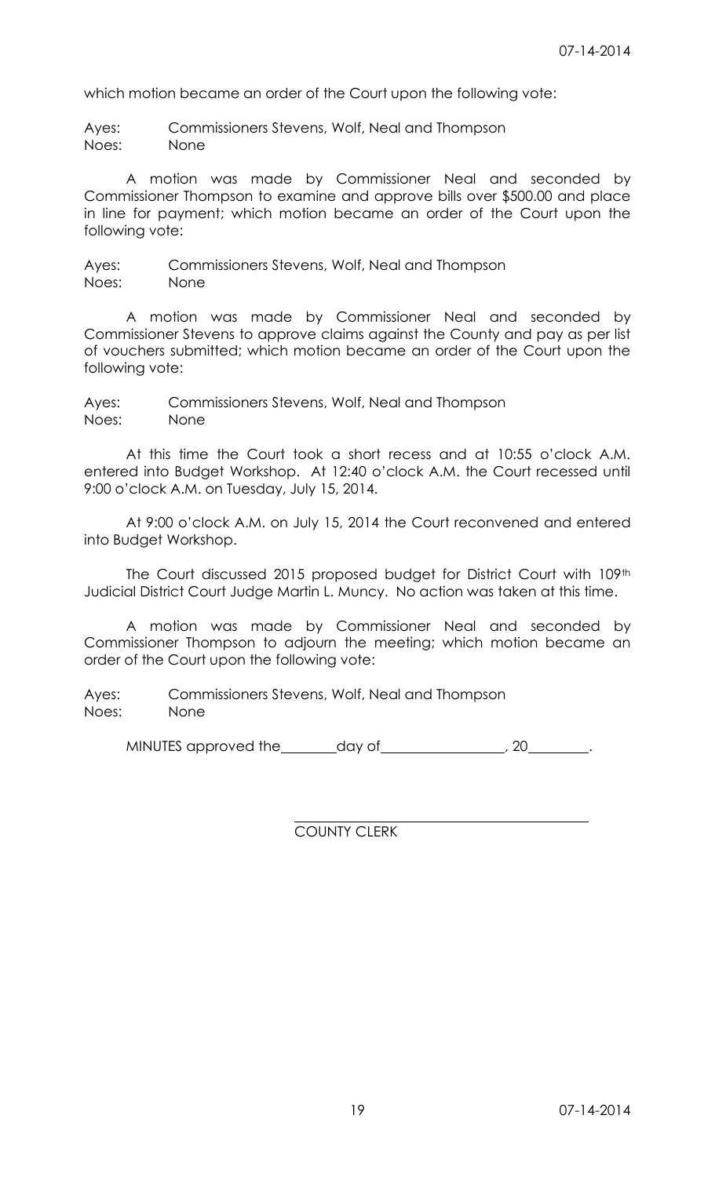which motion became an order of the Court upon the following vote:

Ayes: Commissioners Stevens, Wolf, Neal and Thompson
Noes: None

A motion was made by Commissioner Neal and seconded by Commissioner Thompson to examine and approve bills over $500.00 and place in line for payment; which motion became an order of the Court upon the following vote:

Ayes: Commissioners Stevens, Wolf, Neal and Thompson
Noes: None

A motion was made by Commissioner Neal and seconded by Commissioner Stevens to approve claims against the County and pay as per list of vouchers submitted; which motion became an order of the Court upon the following vote:

Ayes: Commissioners Stevens, Wolf, Neal and Thompson
Noes: None

At this time the Court took a short recess and at 10:55 o'clock A.M. entered into Budget Workshop. At 12:40 o'clock A.M. the Court recessed until 9:00 o'clock A.M. on Tuesday, July 15, 2014.

At 9:00 o'clock A.M. on July 15, 2014 the Court reconvened and entered into Budget Workshop.

The Court discussed 2015 proposed budget for District Court with 109th Judicial District Court Judge Martin L. Muncy. No action was taken at this time.

A motion was made by Commissioner Neal and seconded by Commissioner Thompson to adjourn the meeting; which motion became an order of the Court upon the following vote:

Ayes: Commissioners Stevens, Wolf, Neal and Thompson
Noes: None

MINUTES approved the ________ day of ________________, 20________.

______________________________
COUNTY CLERK